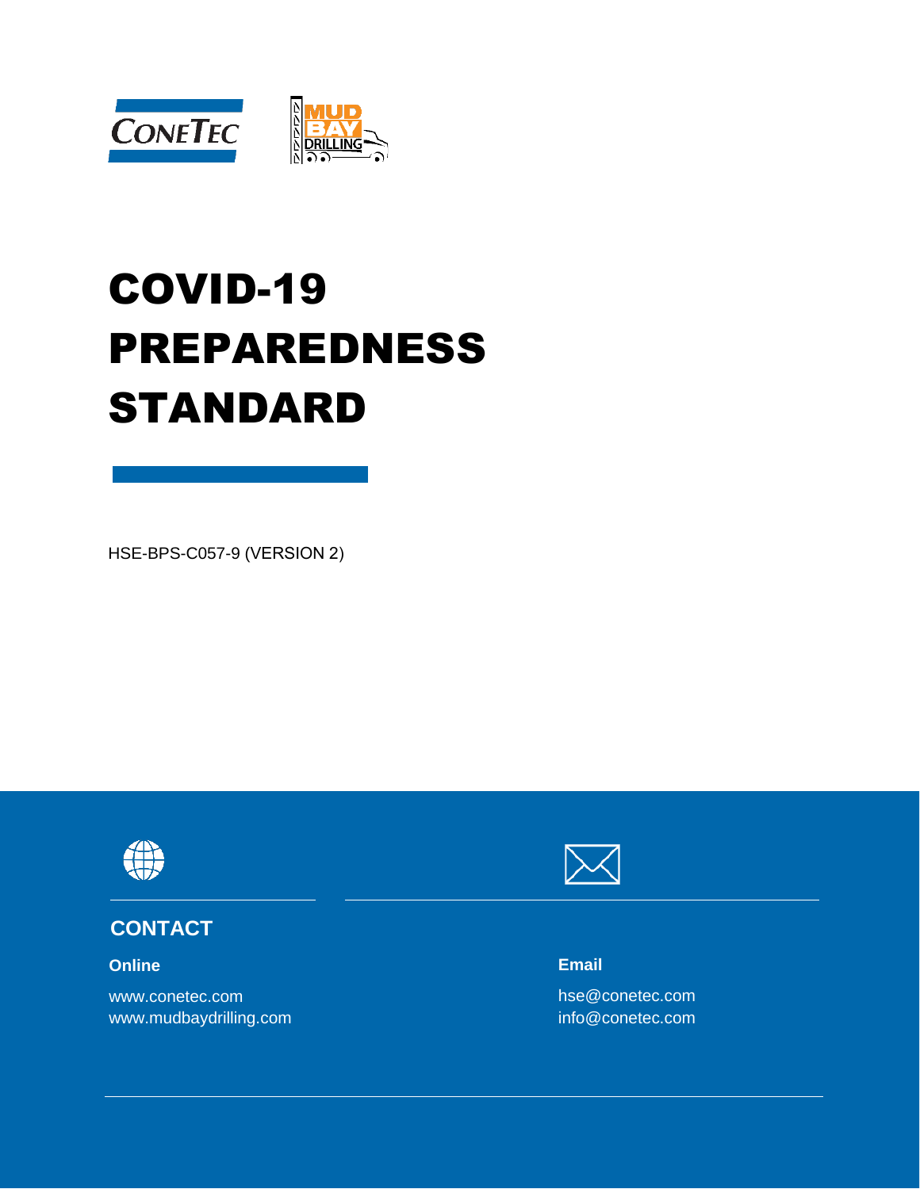# COVID-19 PREPAREDNESS STANDARD

HSE-BPS-C057-9 (VERSION 2)

## CONTACT

**Online**

www.conetec.com
www.mudbaydrilling.com

**Email**

hse@conetec.com
info@conetec.com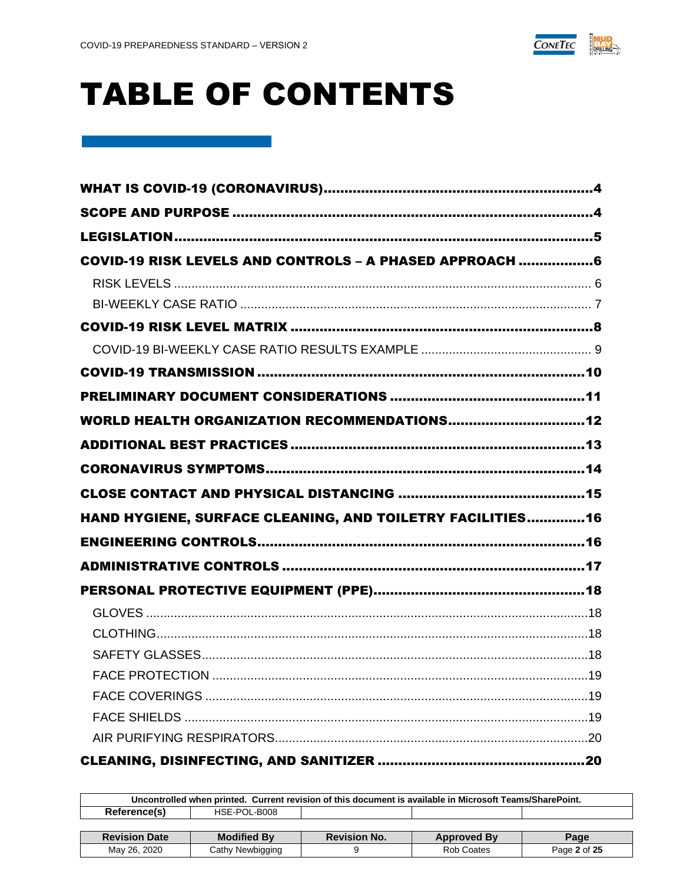# TABLE OF CONTENTS

**WHAT IS COVID-19 (CORONAVIRUS)** ........ 4

**SCOPE AND PURPOSE** ........ 4

**LEGISLATION** ........ 5

**COVID-19 RISK LEVELS AND CONTROLS – A PHASED APPROACH** ........ 6

- RISK LEVELS ........ 6
- BI-WEEKLY CASE RATIO ........ 7

**COVID-19 RISK LEVEL MATRIX** ........ 8

- COVID-19 BI-WEEKLY CASE RATIO RESULTS EXAMPLE ........ 9

**COVID-19 TRANSMISSION** ........ 10

**PRELIMINARY DOCUMENT CONSIDERATIONS** ........ 11

**WORLD HEALTH ORGANIZATION RECOMMENDATIONS** ........ 12

**ADDITIONAL BEST PRACTICES** ........ 13

**CORONAVIRUS SYMPTOMS** ........ 14

**CLOSE CONTACT AND PHYSICAL DISTANCING** ........ 15

**HAND HYGIENE, SURFACE CLEANING, AND TOILETRY FACILITIES** ........ 16

**ENGINEERING CONTROLS** ........ 16

**ADMINISTRATIVE CONTROLS** ........ 17

**PERSONAL PROTECTIVE EQUIPMENT (PPE)** ........ 18

- GLOVES ........ 18
- CLOTHING ........ 18
- SAFETY GLASSES ........ 18
- FACE PROTECTION ........ 19
- FACE COVERINGS ........ 19
- FACE SHIELDS ........ 19
- AIR PURIFYING RESPIRATORS ........ 20

**CLEANING, DISINFECTING, AND SANITIZER** ........ 20

| Uncontrolled when printed. Current revision of this document is available in Microsoft Teams/SharePoint. | | | | |
|---|---|---|---|---|
| **Reference(s)** | HSE-POL-B008 | | | |

| Revision Date | Modified By | Revision No. | Approved By |
|---|---|---|---|
| May 26, 2020 | Cathy Newbigging | 9 | Rob Coates |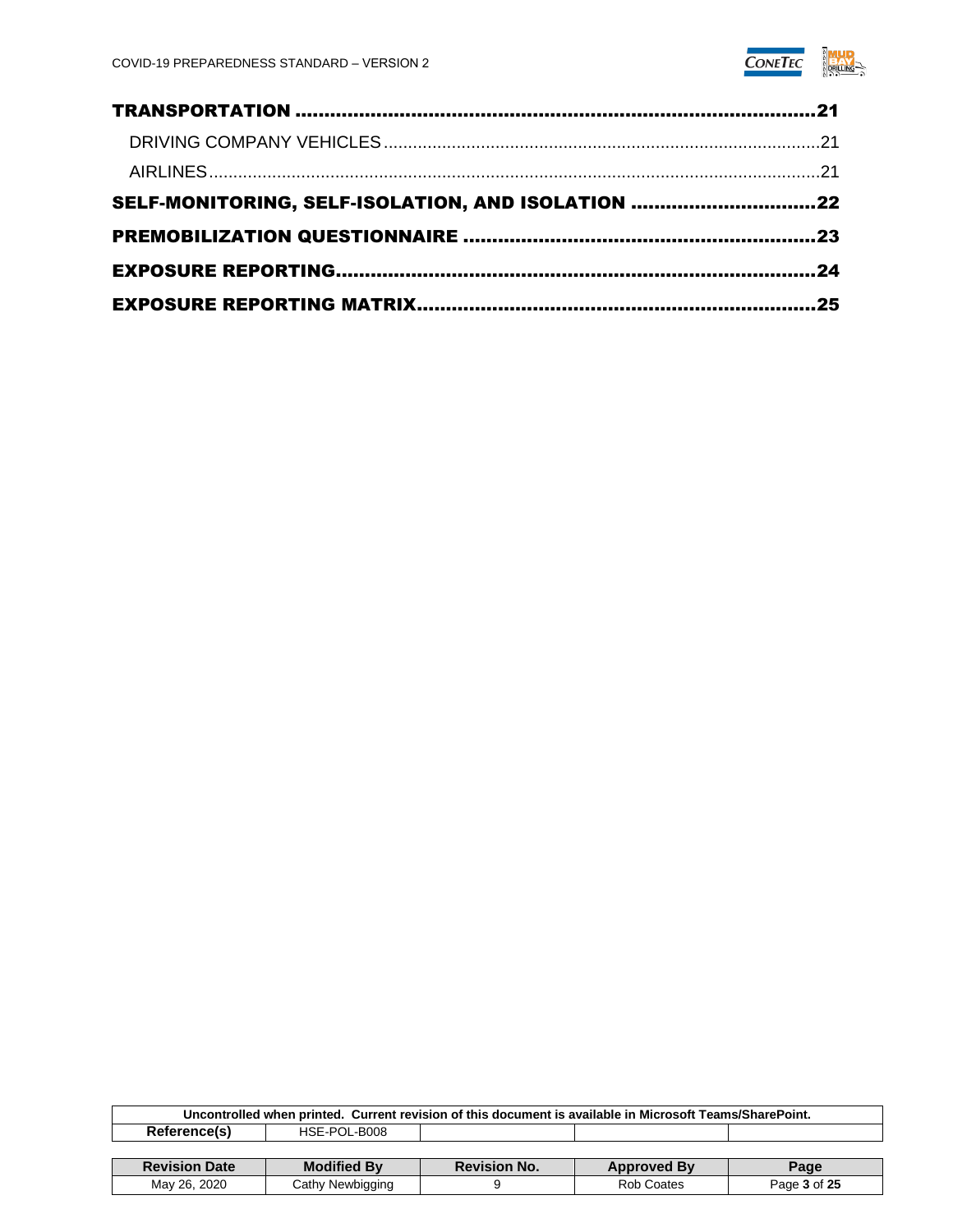**TRANSPORTATION** .......... 21

DRIVING COMPANY VEHICLES .......... 21

AIRLINES .......... 21

**SELF-MONITORING, SELF-ISOLATION, AND ISOLATION** .......... 22

**PREMOBILIZATION QUESTIONNAIRE** .......... 23

**EXPOSURE REPORTING** .......... 24

**EXPOSURE REPORTING MATRIX** .......... 25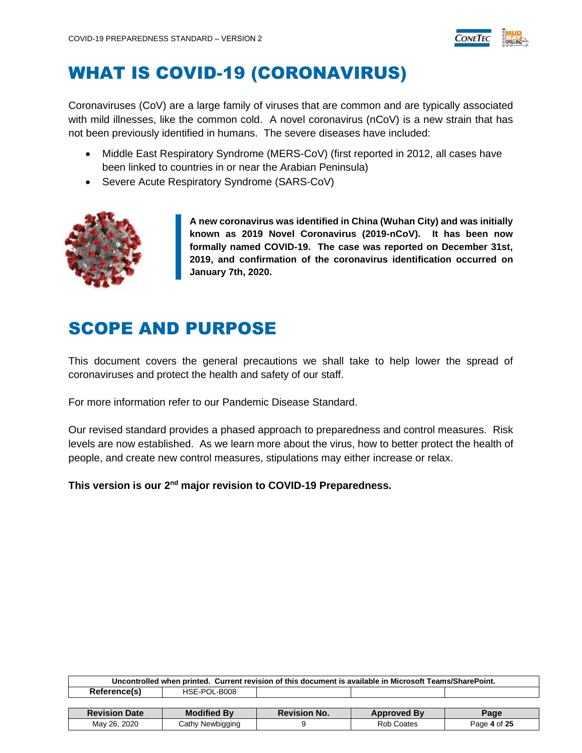# WHAT IS COVID-19 (CORONAVIRUS)

Coronaviruses (CoV) are a large family of viruses that are common and are typically associated with mild illnesses, like the common cold. A novel coronavirus (nCoV) is a new strain that has not been previously identified in humans. The severe diseases have included:

- Middle East Respiratory Syndrome (MERS-CoV) (first reported in 2012, all cases have been linked to countries in or near the Arabian Peninsula)
- Severe Acute Respiratory Syndrome (SARS-CoV)

**A new coronavirus was identified in China (Wuhan City) and was initially known as 2019 Novel Coronavirus (2019-nCoV). It has been now formally named COVID-19. The case was reported on December 31st, 2019, and confirmation of the coronavirus identification occurred on January 7th, 2020.**

# SCOPE AND PURPOSE

This document covers the general precautions we shall take to help lower the spread of coronaviruses and protect the health and safety of our staff.

For more information refer to our Pandemic Disease Standard.

Our revised standard provides a phased approach to preparedness and control measures. Risk levels are now established. As we learn more about the virus, how to better protect the health of people, and create new control measures, stipulations may either increase or relax.

**This version is our 2nd major revision to COVID-19 Preparedness.**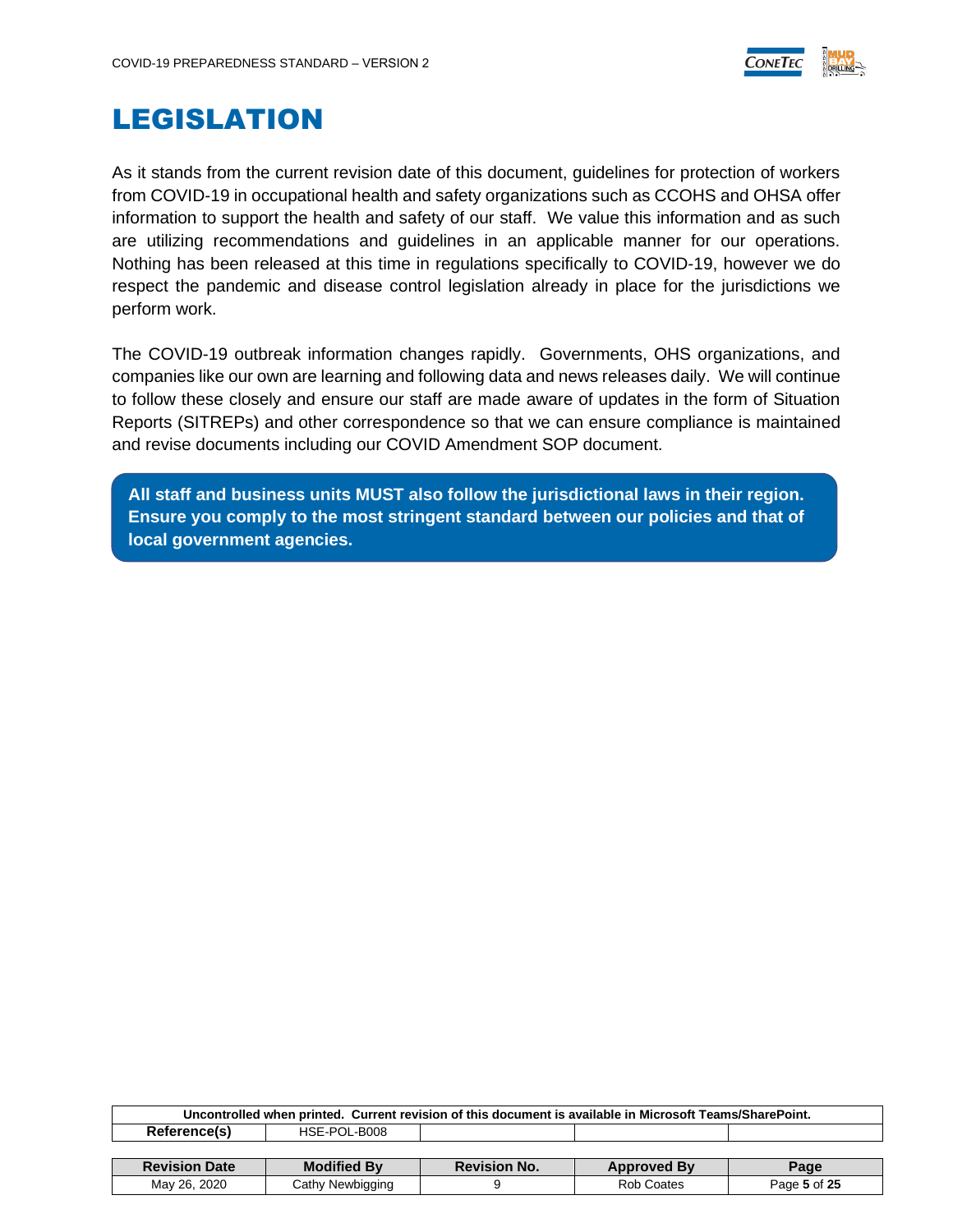# LEGISLATION

As it stands from the current revision date of this document, guidelines for protection of workers from COVID-19 in occupational health and safety organizations such as CCOHS and OHSA offer information to support the health and safety of our staff. We value this information and as such are utilizing recommendations and guidelines in an applicable manner for our operations. Nothing has been released at this time in regulations specifically to COVID-19, however we do respect the pandemic and disease control legislation already in place for the jurisdictions we perform work.

The COVID-19 outbreak information changes rapidly. Governments, OHS organizations, and companies like our own are learning and following data and news releases daily. We will continue to follow these closely and ensure our staff are made aware of updates in the form of Situation Reports (SITREPs) and other correspondence so that we can ensure compliance is maintained and revise documents including our COVID Amendment SOP document.

**All staff and business units MUST also follow the jurisdictional laws in their region. Ensure you comply to the most stringent standard between our policies and that of local government agencies.**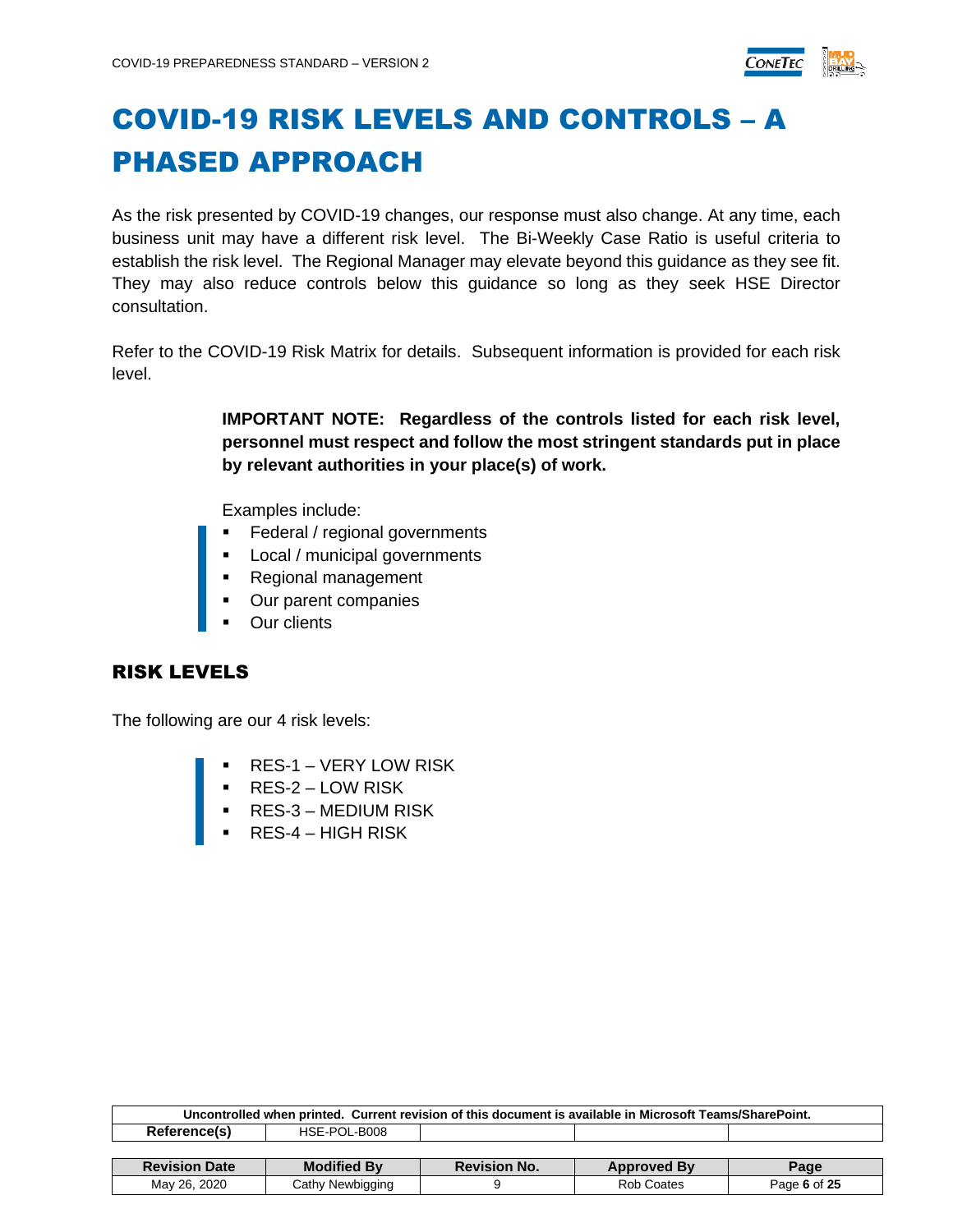# COVID-19 RISK LEVELS AND CONTROLS – A PHASED APPROACH

As the risk presented by COVID-19 changes, our response must also change. At any time, each business unit may have a different risk level. The Bi-Weekly Case Ratio is useful criteria to establish the risk level. The Regional Manager may elevate beyond this guidance as they see fit. They may also reduce controls below this guidance so long as they seek HSE Director consultation.

Refer to the COVID-19 Risk Matrix for details. Subsequent information is provided for each risk level.

> **IMPORTANT NOTE: Regardless of the controls listed for each risk level, personnel must respect and follow the most stringent standards put in place by relevant authorities in your place(s) of work.**
>
> Examples include:
>
> - Federal / regional governments
> - Local / municipal governments
> - Regional management
> - Our parent companies
> - Our clients

## RISK LEVELS

The following are our 4 risk levels:

- RES-1 – VERY LOW RISK
- RES-2 – LOW RISK
- RES-3 – MEDIUM RISK
- RES-4 – HIGH RISK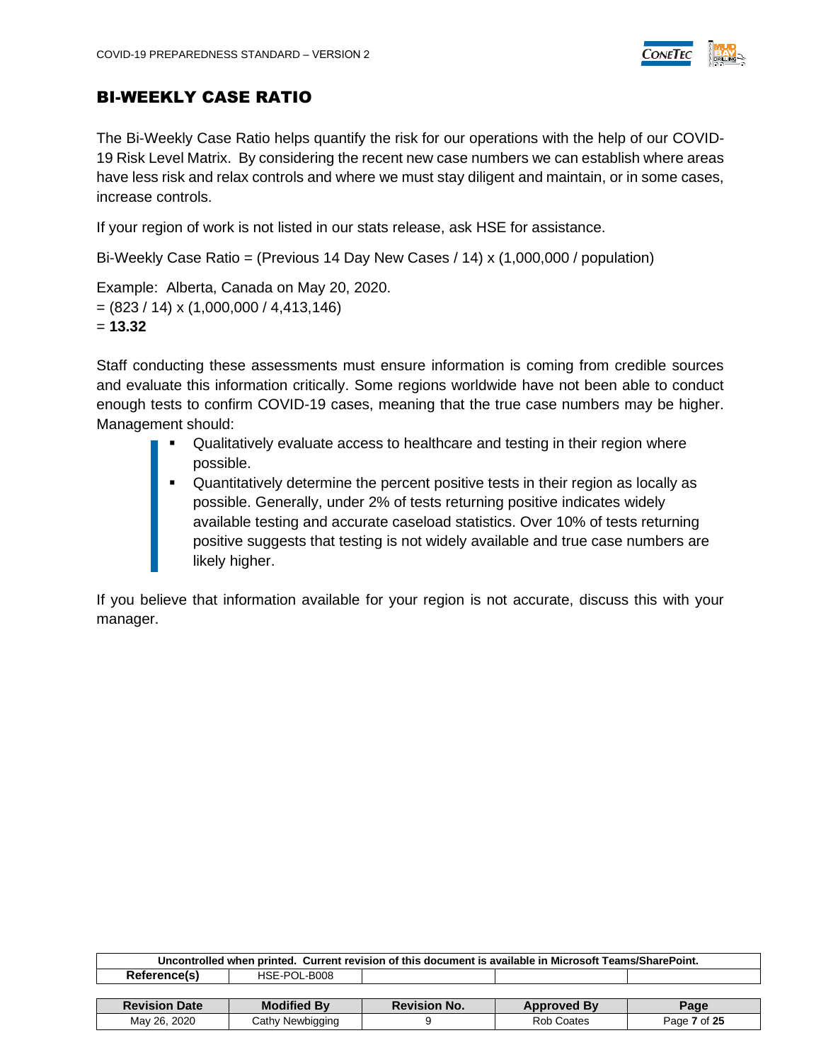## BI-WEEKLY CASE RATIO

The Bi-Weekly Case Ratio helps quantify the risk for our operations with the help of our COVID-19 Risk Level Matrix. By considering the recent new case numbers we can establish where areas have less risk and relax controls and where we must stay diligent and maintain, or in some cases, increase controls.

If your region of work is not listed in our stats release, ask HSE for assistance.

Bi-Weekly Case Ratio = (Previous 14 Day New Cases / 14) x (1,000,000 / population)

Example: Alberta, Canada on May 20, 2020.
= (823 / 14) x (1,000,000 / 4,413,146)
= **13.32**

Staff conducting these assessments must ensure information is coming from credible sources and evaluate this information critically. Some regions worldwide have not been able to conduct enough tests to confirm COVID-19 cases, meaning that the true case numbers may be higher. Management should:

- Qualitatively evaluate access to healthcare and testing in their region where possible.
- Quantitatively determine the percent positive tests in their region as locally as possible. Generally, under 2% of tests returning positive indicates widely available testing and accurate caseload statistics. Over 10% of tests returning positive suggests that testing is not widely available and true case numbers are likely higher.

If you believe that information available for your region is not accurate, discuss this with your manager.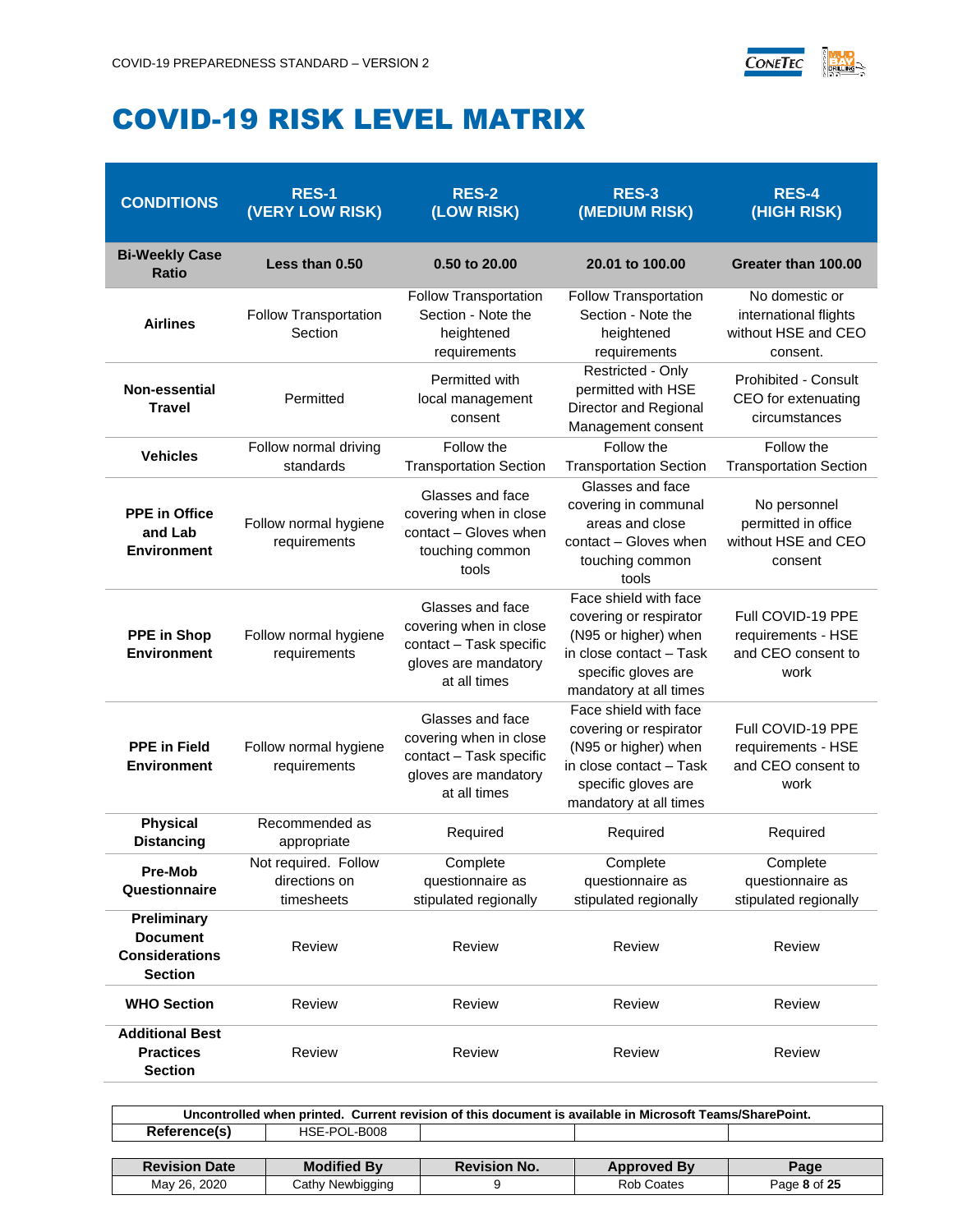# COVID-19 RISK LEVEL MATRIX

| CONDITIONS | RES-1 (VERY LOW RISK) | RES-2 (LOW RISK) | RES-3 (MEDIUM RISK) | RES-4 (HIGH RISK) |
|---|---|---|---|---|
| **Bi-Weekly Case Ratio** | **Less than 0.50** | **0.50 to 20.00** | **20.01 to 100.00** | **Greater than 100.00** |
| **Airlines** | Follow Transportation Section | Follow Transportation Section - Note the heightened requirements | Follow Transportation Section - Note the heightened requirements | No domestic or international flights without HSE and CEO consent. |
| **Non-essential Travel** | Permitted | Permitted with local management consent | Restricted - Only permitted with HSE Director and Regional Management consent | Prohibited - Consult CEO for extenuating circumstances |
| **Vehicles** | Follow normal driving standards | Follow the Transportation Section | Follow the Transportation Section | Follow the Transportation Section |
| **PPE in Office and Lab Environment** | Follow normal hygiene requirements | Glasses and face covering when in close contact – Gloves when touching common tools | Glasses and face covering in communal areas and close contact – Gloves when touching common tools | No personnel permitted in office without HSE and CEO consent |
| **PPE in Shop Environment** | Follow normal hygiene requirements | Glasses and face covering when in close contact – Task specific gloves are mandatory at all times | Face shield with face covering or respirator (N95 or higher) when in close contact – Task specific gloves are mandatory at all times | Full COVID-19 PPE requirements - HSE and CEO consent to work |
| **PPE in Field Environment** | Follow normal hygiene requirements | Glasses and face covering when in close contact – Task specific gloves are mandatory at all times | Face shield with face covering or respirator (N95 or higher) when in close contact – Task specific gloves are mandatory at all times | Full COVID-19 PPE requirements - HSE and CEO consent to work |
| **Physical Distancing** | Recommended as appropriate | Required | Required | Required |
| **Pre-Mob Questionnaire** | Not required. Follow directions on timesheets | Complete questionnaire as stipulated regionally | Complete questionnaire as stipulated regionally | Complete questionnaire as stipulated regionally |
| **Preliminary Document Considerations Section** | Review | Review | Review | Review |
| **WHO Section** | Review | Review | Review | Review |
| **Additional Best Practices Section** | Review | Review | Review | Review |

Uncontrolled when printed. Current revision of this document is available in Microsoft Teams/SharePoint.

| Reference(s) | HSE-POL-B008 | | | |
|---|---|---|---|---|

| Revision Date | Modified By | Revision No. | Approved By |
|---|---|---|---|
| May 26, 2020 | Cathy Newbigging | 9 | Rob Coates |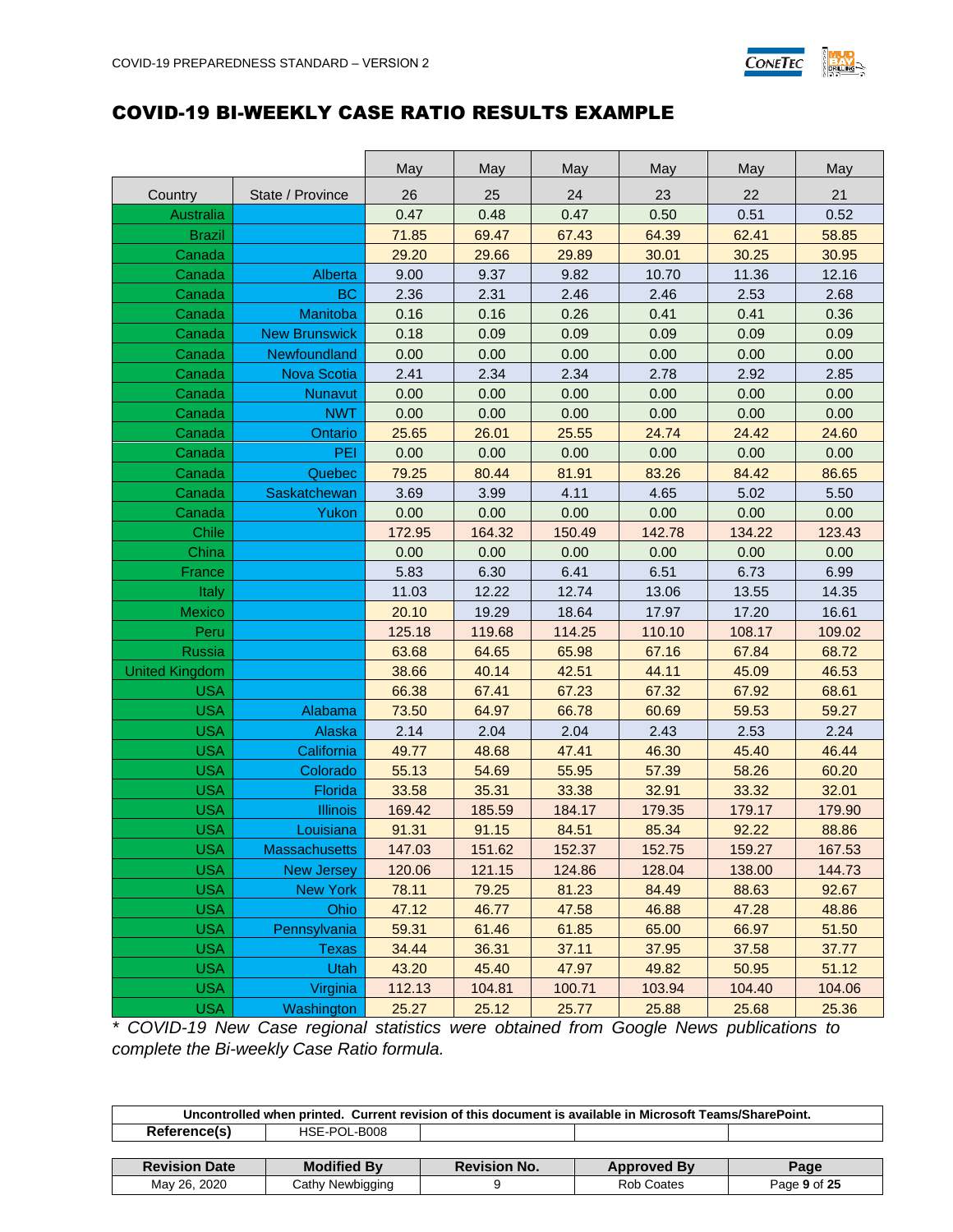## COVID-19 BI-WEEKLY CASE RATIO RESULTS EXAMPLE

| | | May | May | May | May | May | May |
|---|---|---|---|---|---|---|---|
| Country | State / Province | 26 | 25 | 24 | 23 | 22 | 21 |
| Australia | | 0.47 | 0.48 | 0.47 | 0.50 | 0.51 | 0.52 |
| Brazil | | 71.85 | 69.47 | 67.43 | 64.39 | 62.41 | 58.85 |
| Canada | | 29.20 | 29.66 | 29.89 | 30.01 | 30.25 | 30.95 |
| Canada | Alberta | 9.00 | 9.37 | 9.82 | 10.70 | 11.36 | 12.16 |
| Canada | BC | 2.36 | 2.31 | 2.46 | 2.46 | 2.53 | 2.68 |
| Canada | Manitoba | 0.16 | 0.16 | 0.26 | 0.41 | 0.41 | 0.36 |
| Canada | New Brunswick | 0.18 | 0.09 | 0.09 | 0.09 | 0.09 | 0.09 |
| Canada | Newfoundland | 0.00 | 0.00 | 0.00 | 0.00 | 0.00 | 0.00 |
| Canada | Nova Scotia | 2.41 | 2.34 | 2.34 | 2.78 | 2.92 | 2.85 |
| Canada | Nunavut | 0.00 | 0.00 | 0.00 | 0.00 | 0.00 | 0.00 |
| Canada | NWT | 0.00 | 0.00 | 0.00 | 0.00 | 0.00 | 0.00 |
| Canada | Ontario | 25.65 | 26.01 | 25.55 | 24.74 | 24.42 | 24.60 |
| Canada | PEI | 0.00 | 0.00 | 0.00 | 0.00 | 0.00 | 0.00 |
| Canada | Quebec | 79.25 | 80.44 | 81.91 | 83.26 | 84.42 | 86.65 |
| Canada | Saskatchewan | 3.69 | 3.99 | 4.11 | 4.65 | 5.02 | 5.50 |
| Canada | Yukon | 0.00 | 0.00 | 0.00 | 0.00 | 0.00 | 0.00 |
| Chile | | 172.95 | 164.32 | 150.49 | 142.78 | 134.22 | 123.43 |
| China | | 0.00 | 0.00 | 0.00 | 0.00 | 0.00 | 0.00 |
| France | | 5.83 | 6.30 | 6.41 | 6.51 | 6.73 | 6.99 |
| Italy | | 11.03 | 12.22 | 12.74 | 13.06 | 13.55 | 14.35 |
| Mexico | | 20.10 | 19.29 | 18.64 | 17.97 | 17.20 | 16.61 |
| Peru | | 125.18 | 119.68 | 114.25 | 110.10 | 108.17 | 109.02 |
| Russia | | 63.68 | 64.65 | 65.98 | 67.16 | 67.84 | 68.72 |
| United Kingdom | | 38.66 | 40.14 | 42.51 | 44.11 | 45.09 | 46.53 |
| USA | | 66.38 | 67.41 | 67.23 | 67.32 | 67.92 | 68.61 |
| USA | Alabama | 73.50 | 64.97 | 66.78 | 60.69 | 59.53 | 59.27 |
| USA | Alaska | 2.14 | 2.04 | 2.04 | 2.43 | 2.53 | 2.24 |
| USA | California | 49.77 | 48.68 | 47.41 | 46.30 | 45.40 | 46.44 |
| USA | Colorado | 55.13 | 54.69 | 55.95 | 57.39 | 58.26 | 60.20 |
| USA | Florida | 33.58 | 35.31 | 33.38 | 32.91 | 33.32 | 32.01 |
| USA | Illinois | 169.42 | 185.59 | 184.17 | 179.35 | 179.17 | 179.90 |
| USA | Louisiana | 91.31 | 91.15 | 84.51 | 85.34 | 92.22 | 88.86 |
| USA | Massachusetts | 147.03 | 151.62 | 152.37 | 152.75 | 159.27 | 167.53 |
| USA | New Jersey | 120.06 | 121.15 | 124.86 | 128.04 | 138.00 | 144.73 |
| USA | New York | 78.11 | 79.25 | 81.23 | 84.49 | 88.63 | 92.67 |
| USA | Ohio | 47.12 | 46.77 | 47.58 | 46.88 | 47.28 | 48.86 |
| USA | Pennsylvania | 59.31 | 61.46 | 61.85 | 65.00 | 66.97 | 51.50 |
| USA | Texas | 34.44 | 36.31 | 37.11 | 37.95 | 37.58 | 37.77 |
| USA | Utah | 43.20 | 45.40 | 47.97 | 49.82 | 50.95 | 51.12 |
| USA | Virginia | 112.13 | 104.81 | 100.71 | 103.94 | 104.40 | 104.06 |
| USA | Washington | 25.27 | 25.12 | 25.77 | 25.88 | 25.68 | 25.36 |

*\* COVID-19 New Case regional statistics were obtained from Google News publications to complete the Bi-weekly Case Ratio formula.*

| Uncontrolled when printed. Current revision of this document is available in Microsoft Teams/SharePoint. | | | | |
|---|---|---|---|---|
| **Reference(s)** | HSE-POL-B008 | | | |

| Revision Date | Modified By | Revision No. | Approved By |
|---|---|---|---|
| May 26, 2020 | Cathy Newbigging | 9 | Rob Coates |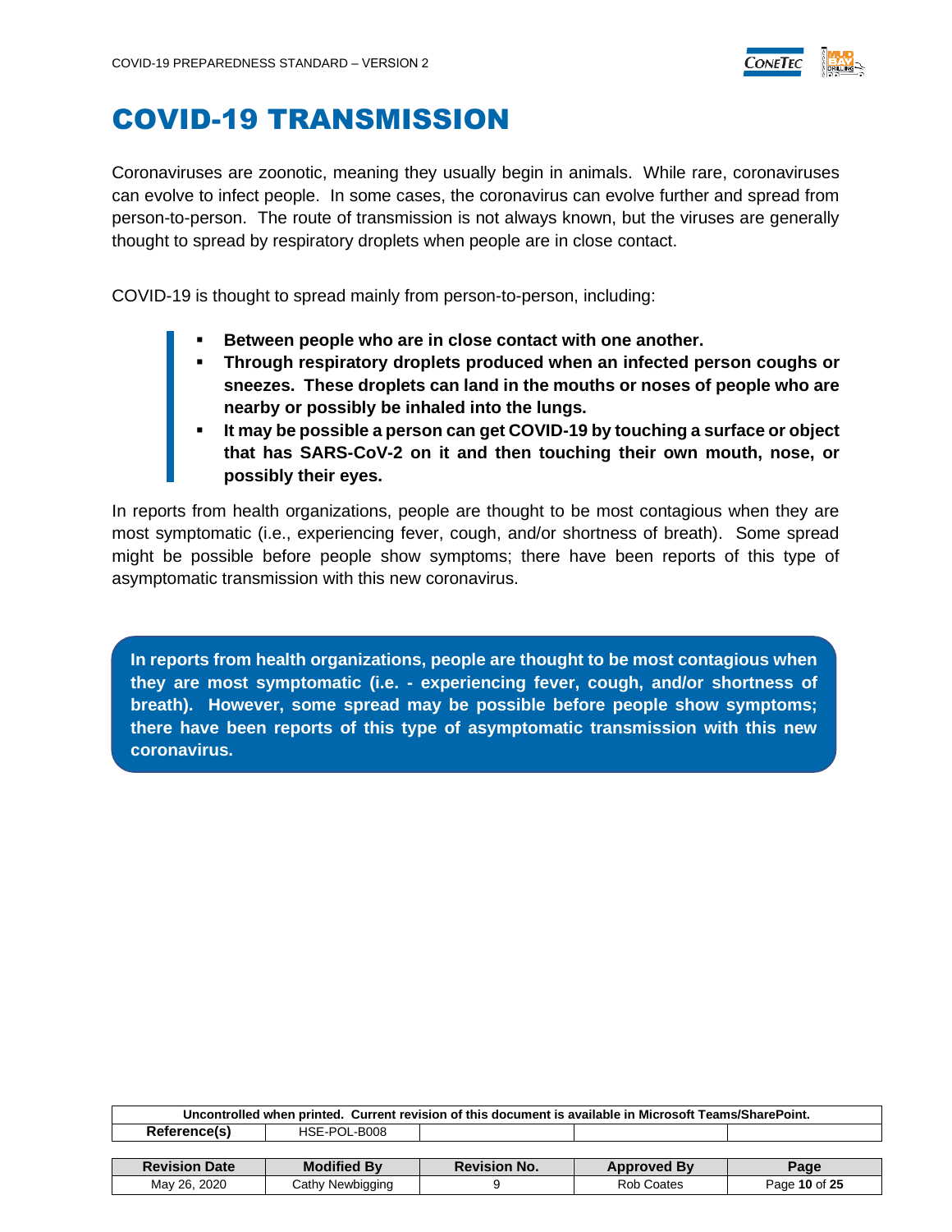# COVID-19 TRANSMISSION

Coronaviruses are zoonotic, meaning they usually begin in animals. While rare, coronaviruses can evolve to infect people. In some cases, the coronavirus can evolve further and spread from person-to-person. The route of transmission is not always known, but the viruses are generally thought to spread by respiratory droplets when people are in close contact.

COVID-19 is thought to spread mainly from person-to-person, including:

- **Between people who are in close contact with one another.**
- **Through respiratory droplets produced when an infected person coughs or sneezes. These droplets can land in the mouths or noses of people who are nearby or possibly be inhaled into the lungs.**
- **It may be possible a person can get COVID-19 by touching a surface or object that has SARS-CoV-2 on it and then touching their own mouth, nose, or possibly their eyes.**

In reports from health organizations, people are thought to be most contagious when they are most symptomatic (i.e., experiencing fever, cough, and/or shortness of breath). Some spread might be possible before people show symptoms; there have been reports of this type of asymptomatic transmission with this new coronavirus.

> **In reports from health organizations, people are thought to be most contagious when they are most symptomatic (i.e. - experiencing fever, cough, and/or shortness of breath). However, some spread may be possible before people show symptoms; there have been reports of this type of asymptomatic transmission with this new coronavirus.**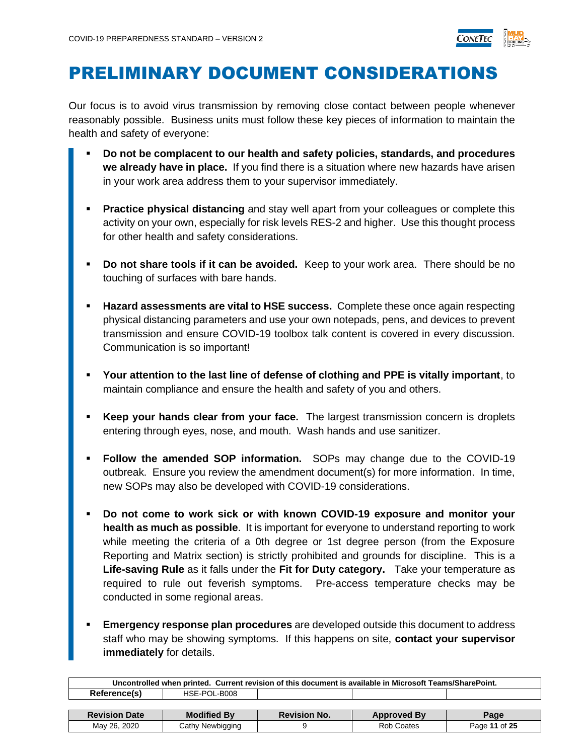# PRELIMINARY DOCUMENT CONSIDERATIONS

Our focus is to avoid virus transmission by removing close contact between people whenever reasonably possible. Business units must follow these key pieces of information to maintain the health and safety of everyone:

- **Do not be complacent to our health and safety policies, standards, and procedures we already have in place.** If you find there is a situation where new hazards have arisen in your work area address them to your supervisor immediately.

- **Practice physical distancing** and stay well apart from your colleagues or complete this activity on your own, especially for risk levels RES-2 and higher. Use this thought process for other health and safety considerations.

- **Do not share tools if it can be avoided.** Keep to your work area. There should be no touching of surfaces with bare hands.

- **Hazard assessments are vital to HSE success.** Complete these once again respecting physical distancing parameters and use your own notepads, pens, and devices to prevent transmission and ensure COVID-19 toolbox talk content is covered in every discussion. Communication is so important!

- **Your attention to the last line of defense of clothing and PPE is vitally important**, to maintain compliance and ensure the health and safety of you and others.

- **Keep your hands clear from your face.** The largest transmission concern is droplets entering through eyes, nose, and mouth. Wash hands and use sanitizer.

- **Follow the amended SOP information.** SOPs may change due to the COVID-19 outbreak. Ensure you review the amendment document(s) for more information. In time, new SOPs may also be developed with COVID-19 considerations.

- **Do not come to work sick or with known COVID-19 exposure and monitor your health as much as possible**. It is important for everyone to understand reporting to work while meeting the criteria of a 0th degree or 1st degree person (from the Exposure Reporting and Matrix section) is strictly prohibited and grounds for discipline. This is a **Life-saving Rule** as it falls under the **Fit for Duty category.** Take your temperature as required to rule out feverish symptoms. Pre-access temperature checks may be conducted in some regional areas.

- **Emergency response plan procedures** are developed outside this document to address staff who may be showing symptoms. If this happens on site, **contact your supervisor immediately** for details.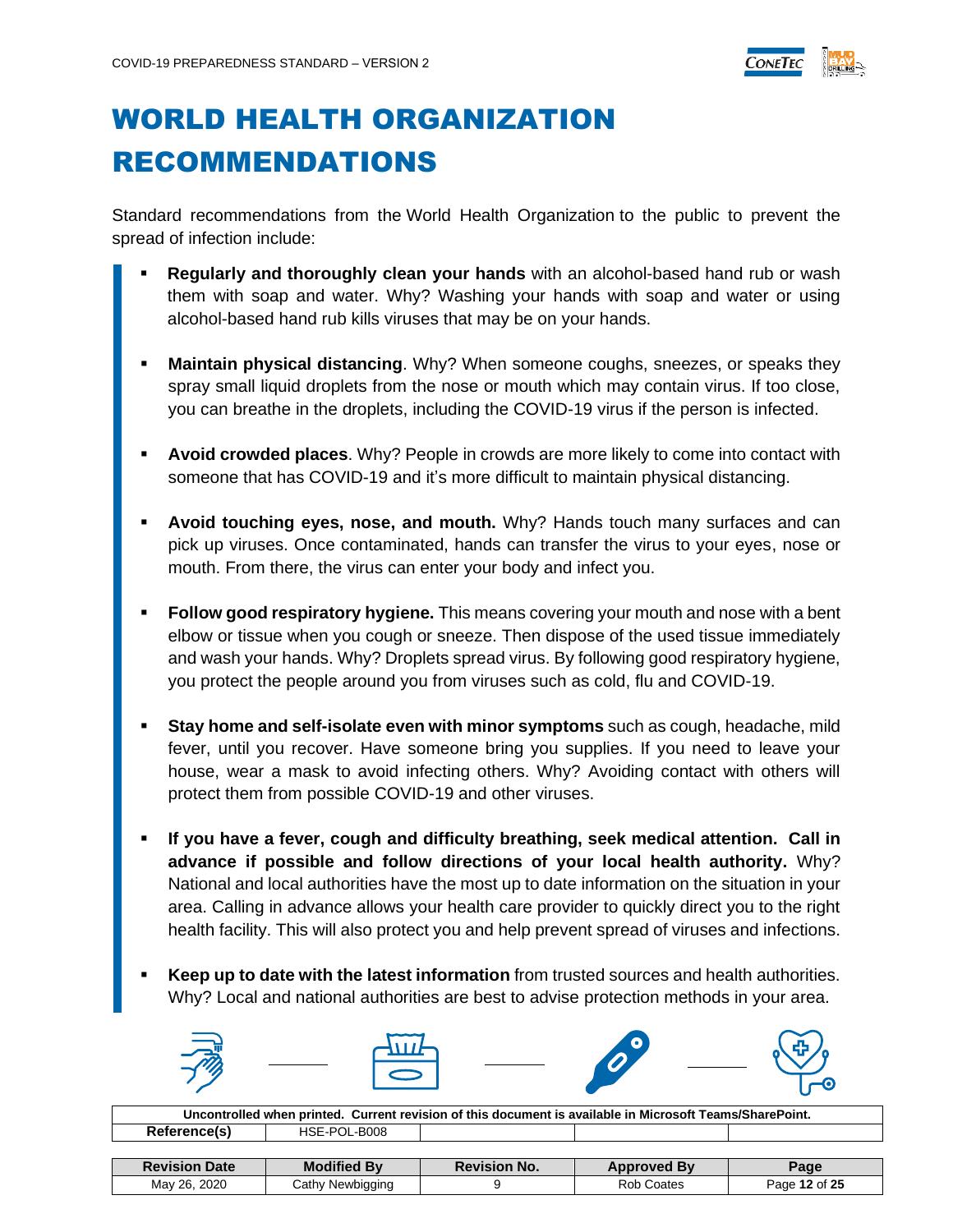# WORLD HEALTH ORGANIZATION RECOMMENDATIONS

Standard recommendations from the World Health Organization to the public to prevent the spread of infection include:

- **Regularly and thoroughly clean your hands** with an alcohol-based hand rub or wash them with soap and water. Why? Washing your hands with soap and water or using alcohol-based hand rub kills viruses that may be on your hands.
- **Maintain physical distancing**. Why? When someone coughs, sneezes, or speaks they spray small liquid droplets from the nose or mouth which may contain virus. If too close, you can breathe in the droplets, including the COVID-19 virus if the person is infected.
- **Avoid crowded places**. Why? People in crowds are more likely to come into contact with someone that has COVID-19 and it's more difficult to maintain physical distancing.
- **Avoid touching eyes, nose, and mouth.** Why? Hands touch many surfaces and can pick up viruses. Once contaminated, hands can transfer the virus to your eyes, nose or mouth. From there, the virus can enter your body and infect you.
- **Follow good respiratory hygiene.** This means covering your mouth and nose with a bent elbow or tissue when you cough or sneeze. Then dispose of the used tissue immediately and wash your hands. Why? Droplets spread virus. By following good respiratory hygiene, you protect the people around you from viruses such as cold, flu and COVID-19.
- **Stay home and self-isolate even with minor symptoms** such as cough, headache, mild fever, until you recover. Have someone bring you supplies. If you need to leave your house, wear a mask to avoid infecting others. Why? Avoiding contact with others will protect them from possible COVID-19 and other viruses.
- **If you have a fever, cough and difficulty breathing, seek medical attention. Call in advance if possible and follow directions of your local health authority.** Why? National and local authorities have the most up to date information on the situation in your area. Calling in advance allows your health care provider to quickly direct you to the right health facility. This will also protect you and help prevent spread of viruses and infections.
- **Keep up to date with the latest information** from trusted sources and health authorities. Why? Local and national authorities are best to advise protection methods in your area.

**Uncontrolled when printed. Current revision of this document is available in Microsoft Teams/SharePoint.**

| **Reference(s)** | HSE-POL-B008 | | | |
|---|---|---|---|---|

| **Revision Date** | **Modified By** | **Revision No.** | **Approved By** | **Page** |
|---|---|---|---|---|
| May 26, 2020 | Cathy Newbigging | 9 | Rob Coates | Page **12** of **25** |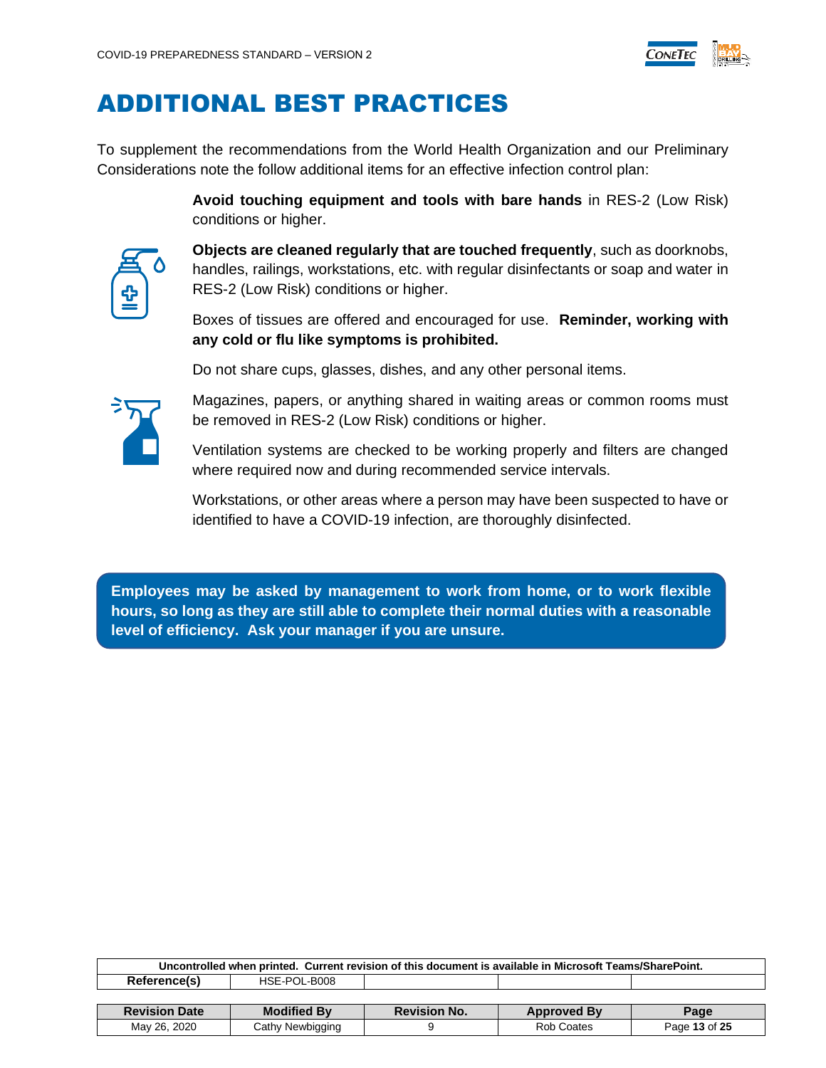# ADDITIONAL BEST PRACTICES

To supplement the recommendations from the World Health Organization and our Preliminary Considerations note the follow additional items for an effective infection control plan:

**Avoid touching equipment and tools with bare hands** in RES-2 (Low Risk) conditions or higher.

**Objects are cleaned regularly that are touched frequently**, such as doorknobs, handles, railings, workstations, etc. with regular disinfectants or soap and water in RES-2 (Low Risk) conditions or higher.

Boxes of tissues are offered and encouraged for use. **Reminder, working with any cold or flu like symptoms is prohibited.**

Do not share cups, glasses, dishes, and any other personal items.

Magazines, papers, or anything shared in waiting areas or common rooms must be removed in RES-2 (Low Risk) conditions or higher.

Ventilation systems are checked to be working properly and filters are changed where required now and during recommended service intervals.

Workstations, or other areas where a person may have been suspected to have or identified to have a COVID-19 infection, are thoroughly disinfected.

**Employees may be asked by management to work from home, or to work flexible hours, so long as they are still able to complete their normal duties with a reasonable level of efficiency. Ask your manager if you are unsure.**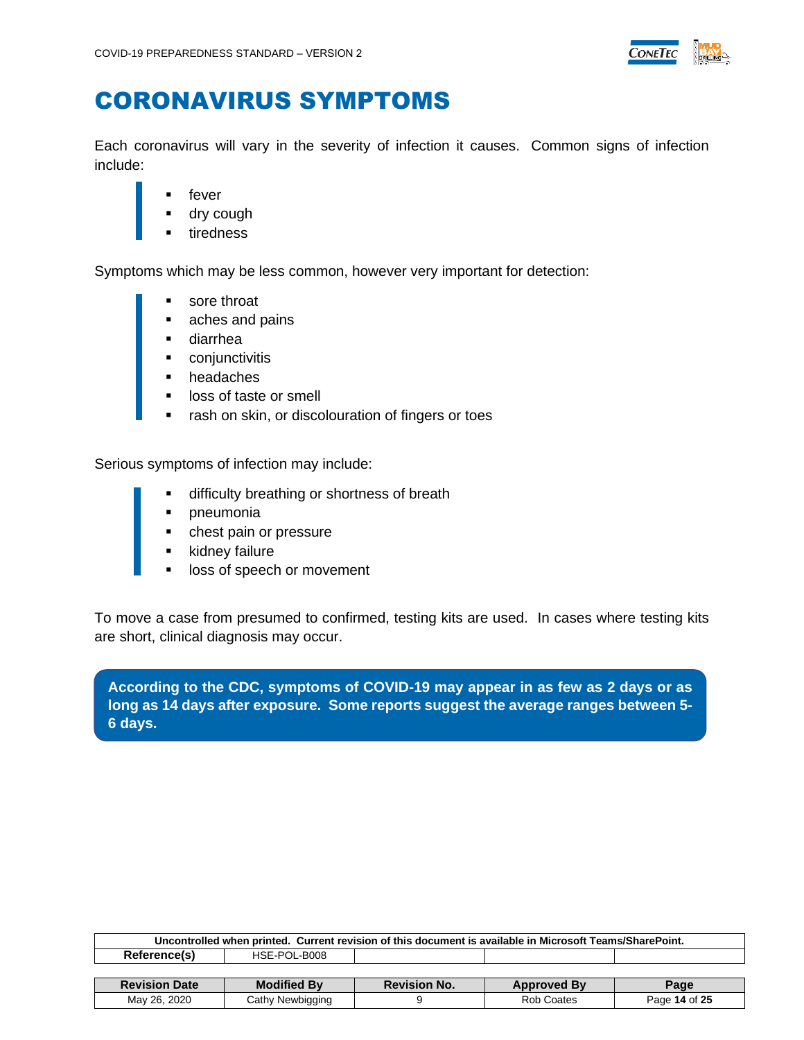# CORONAVIRUS SYMPTOMS

Each coronavirus will vary in the severity of infection it causes. Common signs of infection include:

- fever
- dry cough
- tiredness

Symptoms which may be less common, however very important for detection:

- sore throat
- aches and pains
- diarrhea
- conjunctivitis
- headaches
- loss of taste or smell
- rash on skin, or discolouration of fingers or toes

Serious symptoms of infection may include:

- difficulty breathing or shortness of breath
- pneumonia
- chest pain or pressure
- kidney failure
- loss of speech or movement

To move a case from presumed to confirmed, testing kits are used. In cases where testing kits are short, clinical diagnosis may occur.

**According to the CDC, symptoms of COVID-19 may appear in as few as 2 days or as long as 14 days after exposure. Some reports suggest the average ranges between 5-6 days.**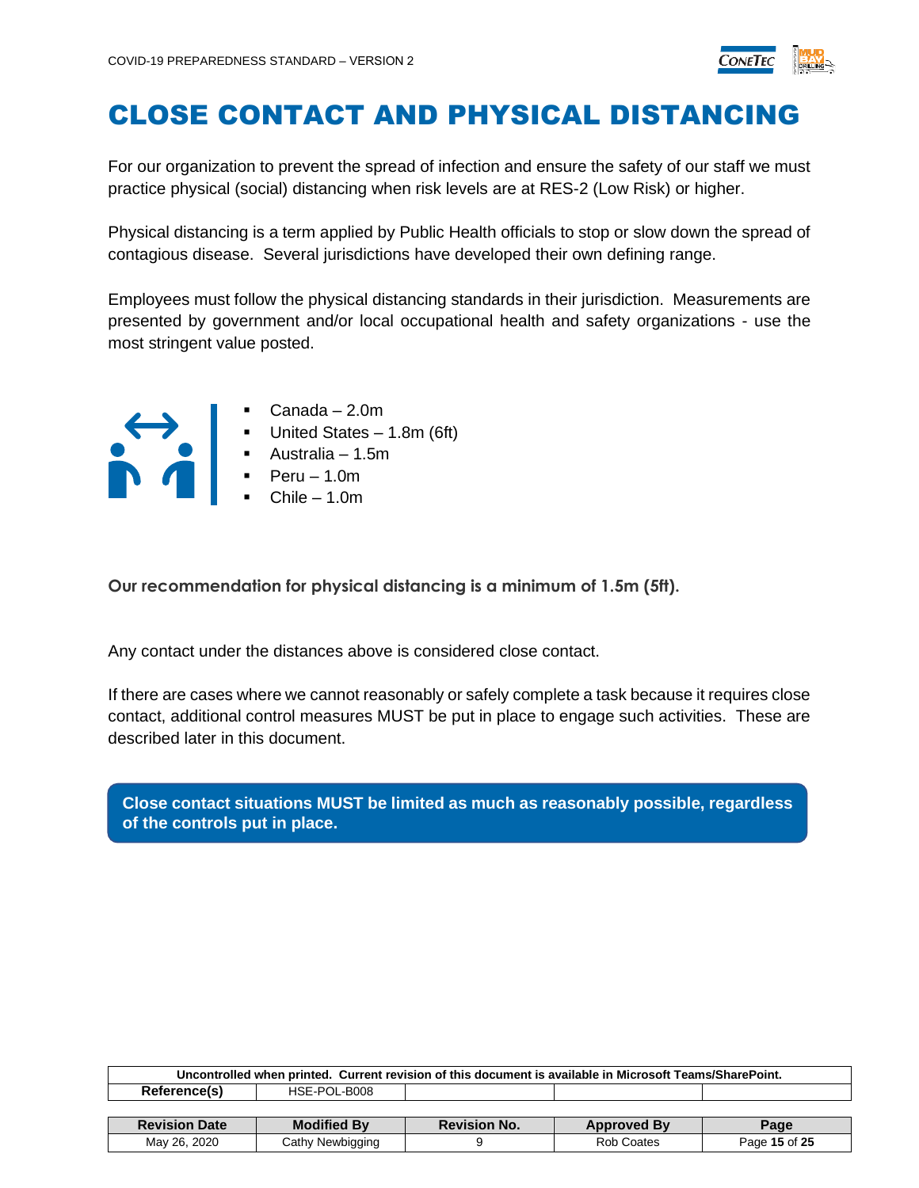# CLOSE CONTACT AND PHYSICAL DISTANCING

For our organization to prevent the spread of infection and ensure the safety of our staff we must practice physical (social) distancing when risk levels are at RES-2 (Low Risk) or higher.

Physical distancing is a term applied by Public Health officials to stop or slow down the spread of contagious disease. Several jurisdictions have developed their own defining range.

Employees must follow the physical distancing standards in their jurisdiction. Measurements are presented by government and/or local occupational health and safety organizations - use the most stringent value posted.

- Canada – 2.0m
- United States – 1.8m (6ft)
- Australia – 1.5m
- Peru – 1.0m
- Chile – 1.0m

**Our recommendation for physical distancing is a minimum of 1.5m (5ft).**

Any contact under the distances above is considered close contact.

If there are cases where we cannot reasonably or safely complete a task because it requires close contact, additional control measures MUST be put in place to engage such activities. These are described later in this document.

**Close contact situations MUST be limited as much as reasonably possible, regardless of the controls put in place.**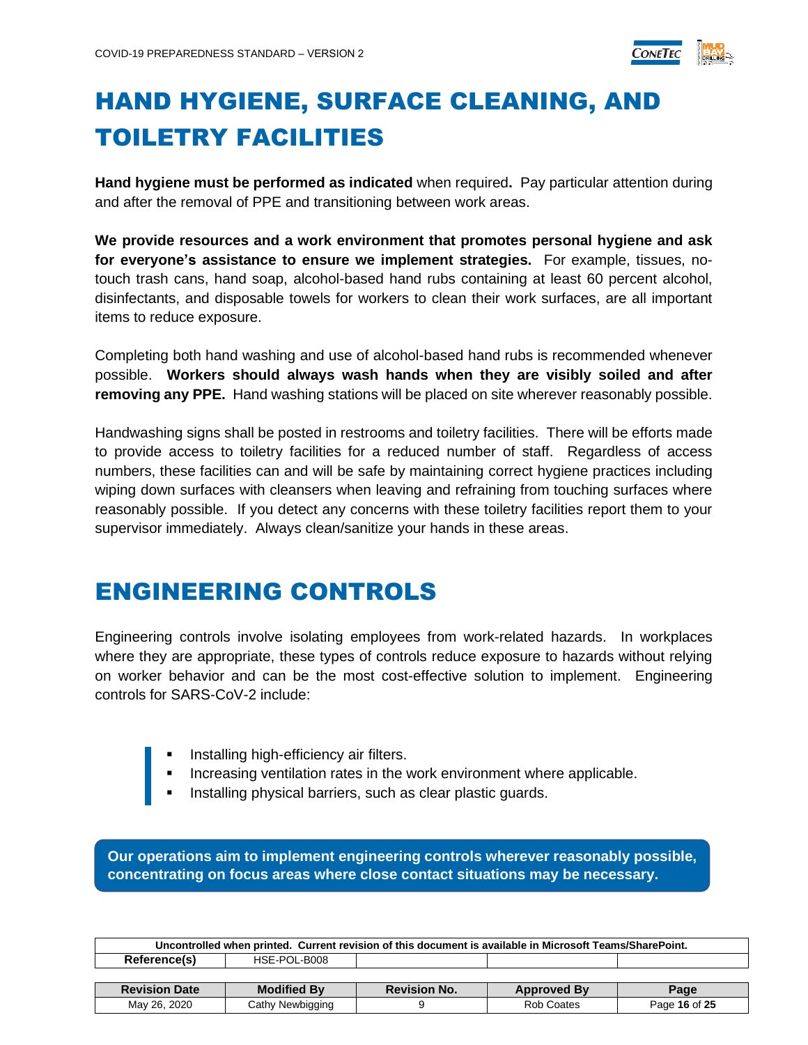# HAND HYGIENE, SURFACE CLEANING, AND TOILETRY FACILITIES

**Hand hygiene must be performed as indicated** when required**.** Pay particular attention during and after the removal of PPE and transitioning between work areas.

**We provide resources and a work environment that promotes personal hygiene and ask for everyone's assistance to ensure we implement strategies.** For example, tissues, no-touch trash cans, hand soap, alcohol-based hand rubs containing at least 60 percent alcohol, disinfectants, and disposable towels for workers to clean their work surfaces, are all important items to reduce exposure.

Completing both hand washing and use of alcohol-based hand rubs is recommended whenever possible. **Workers should always wash hands when they are visibly soiled and after removing any PPE.** Hand washing stations will be placed on site wherever reasonably possible.

Handwashing signs shall be posted in restrooms and toiletry facilities. There will be efforts made to provide access to toiletry facilities for a reduced number of staff. Regardless of access numbers, these facilities can and will be safe by maintaining correct hygiene practices including wiping down surfaces with cleansers when leaving and refraining from touching surfaces where reasonably possible. If you detect any concerns with these toiletry facilities report them to your supervisor immediately. Always clean/sanitize your hands in these areas.

# ENGINEERING CONTROLS

Engineering controls involve isolating employees from work-related hazards. In workplaces where they are appropriate, these types of controls reduce exposure to hazards without relying on worker behavior and can be the most cost-effective solution to implement. Engineering controls for SARS-CoV-2 include:

- Installing high-efficiency air filters.
- Increasing ventilation rates in the work environment where applicable.
- Installing physical barriers, such as clear plastic guards.

**Our operations aim to implement engineering controls wherever reasonably possible, concentrating on focus areas where close contact situations may be necessary.**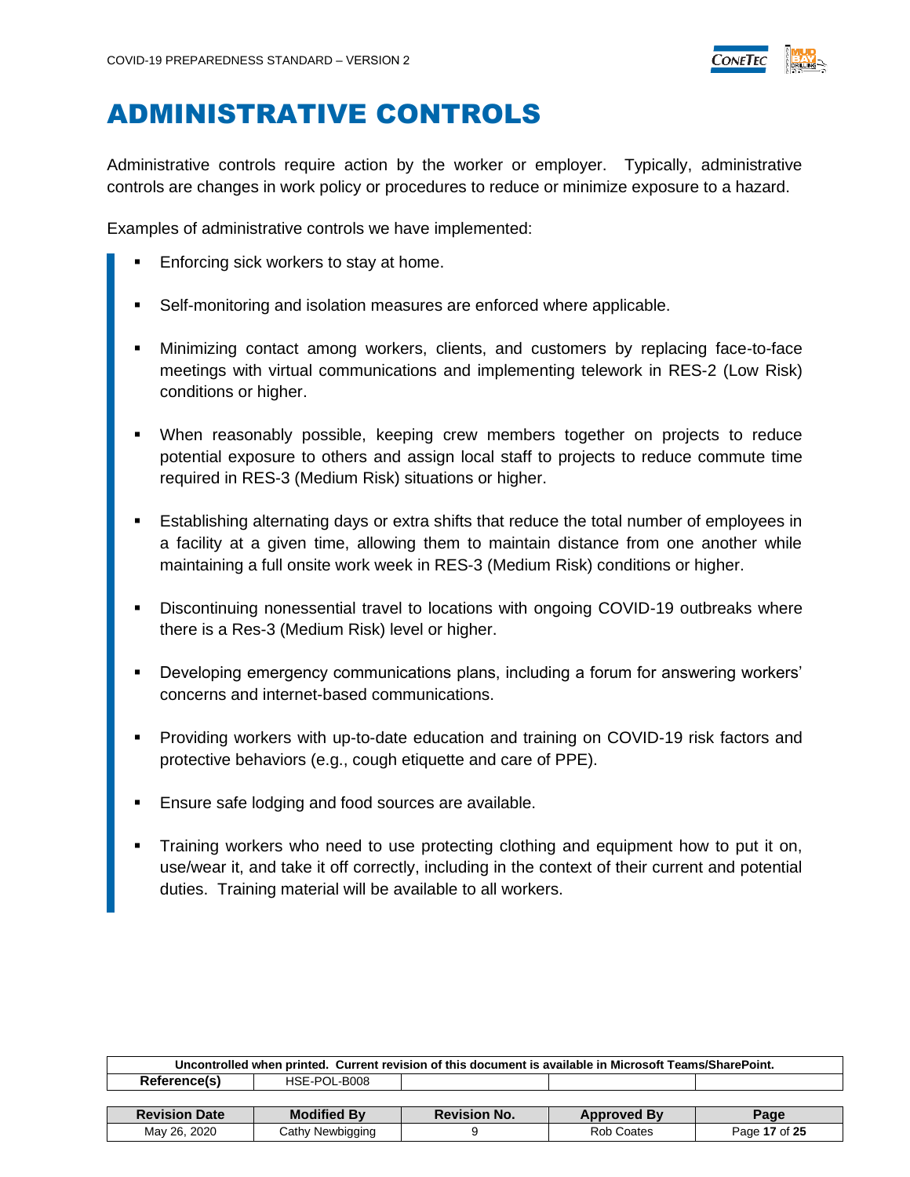# ADMINISTRATIVE CONTROLS

Administrative controls require action by the worker or employer. Typically, administrative controls are changes in work policy or procedures to reduce or minimize exposure to a hazard.

Examples of administrative controls we have implemented:

- Enforcing sick workers to stay at home.
- Self-monitoring and isolation measures are enforced where applicable.
- Minimizing contact among workers, clients, and customers by replacing face-to-face meetings with virtual communications and implementing telework in RES-2 (Low Risk) conditions or higher.
- When reasonably possible, keeping crew members together on projects to reduce potential exposure to others and assign local staff to projects to reduce commute time required in RES-3 (Medium Risk) situations or higher.
- Establishing alternating days or extra shifts that reduce the total number of employees in a facility at a given time, allowing them to maintain distance from one another while maintaining a full onsite work week in RES-3 (Medium Risk) conditions or higher.
- Discontinuing nonessential travel to locations with ongoing COVID-19 outbreaks where there is a Res-3 (Medium Risk) level or higher.
- Developing emergency communications plans, including a forum for answering workers' concerns and internet-based communications.
- Providing workers with up-to-date education and training on COVID-19 risk factors and protective behaviors (e.g., cough etiquette and care of PPE).
- Ensure safe lodging and food sources are available.
- Training workers who need to use protecting clothing and equipment how to put it on, use/wear it, and take it off correctly, including in the context of their current and potential duties. Training material will be available to all workers.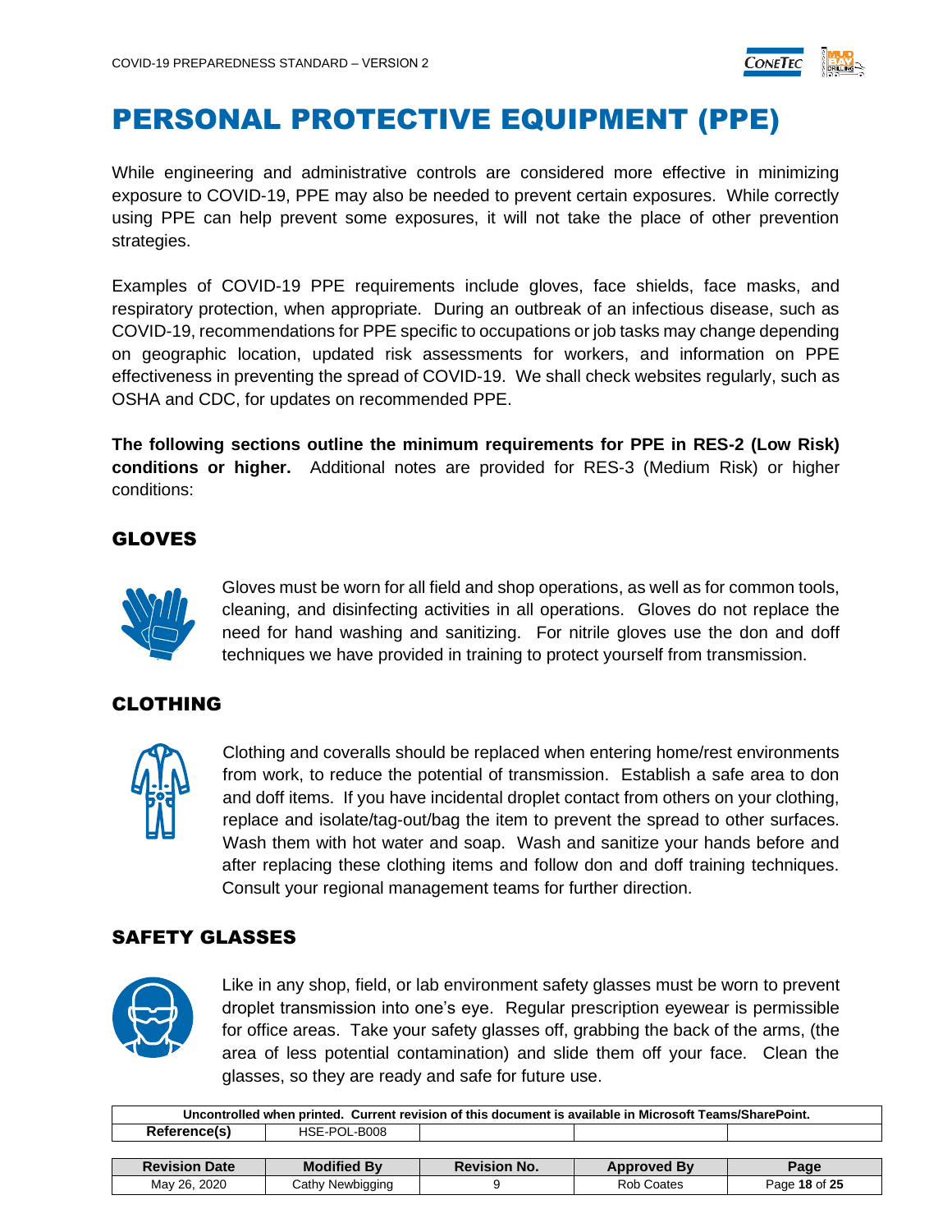# PERSONAL PROTECTIVE EQUIPMENT (PPE)

While engineering and administrative controls are considered more effective in minimizing exposure to COVID-19, PPE may also be needed to prevent certain exposures. While correctly using PPE can help prevent some exposures, it will not take the place of other prevention strategies.

Examples of COVID-19 PPE requirements include gloves, face shields, face masks, and respiratory protection, when appropriate. During an outbreak of an infectious disease, such as COVID-19, recommendations for PPE specific to occupations or job tasks may change depending on geographic location, updated risk assessments for workers, and information on PPE effectiveness in preventing the spread of COVID-19. We shall check websites regularly, such as OSHA and CDC, for updates on recommended PPE.

**The following sections outline the minimum requirements for PPE in RES-2 (Low Risk) conditions or higher.** Additional notes are provided for RES-3 (Medium Risk) or higher conditions:

## GLOVES

Gloves must be worn for all field and shop operations, as well as for common tools, cleaning, and disinfecting activities in all operations. Gloves do not replace the need for hand washing and sanitizing. For nitrile gloves use the don and doff techniques we have provided in training to protect yourself from transmission.

## CLOTHING

Clothing and coveralls should be replaced when entering home/rest environments from work, to reduce the potential of transmission. Establish a safe area to don and doff items. If you have incidental droplet contact from others on your clothing, replace and isolate/tag-out/bag the item to prevent the spread to other surfaces. Wash them with hot water and soap. Wash and sanitize your hands before and after replacing these clothing items and follow don and doff training techniques. Consult your regional management teams for further direction.

## SAFETY GLASSES

Like in any shop, field, or lab environment safety glasses must be worn to prevent droplet transmission into one's eye. Regular prescription eyewear is permissible for office areas. Take your safety glasses off, grabbing the back of the arms, (the area of less potential contamination) and slide them off your face. Clean the glasses, so they are ready and safe for future use.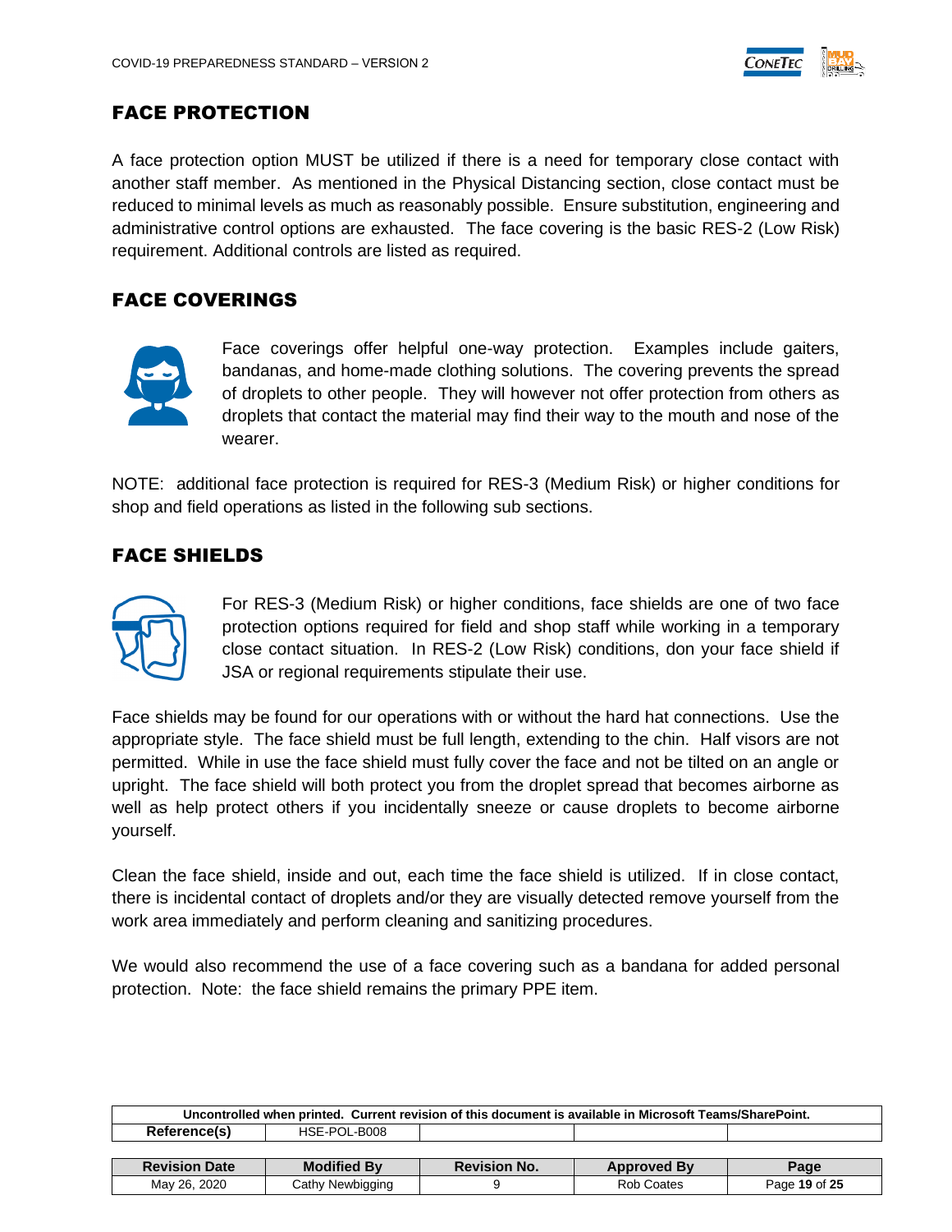## FACE PROTECTION

A face protection option MUST be utilized if there is a need for temporary close contact with another staff member. As mentioned in the Physical Distancing section, close contact must be reduced to minimal levels as much as reasonably possible. Ensure substitution, engineering and administrative control options are exhausted. The face covering is the basic RES-2 (Low Risk) requirement. Additional controls are listed as required.

## FACE COVERINGS

Face coverings offer helpful one-way protection. Examples include gaiters, bandanas, and home-made clothing solutions. The covering prevents the spread of droplets to other people. They will however not offer protection from others as droplets that contact the material may find their way to the mouth and nose of the wearer.

NOTE: additional face protection is required for RES-3 (Medium Risk) or higher conditions for shop and field operations as listed in the following sub sections.

## FACE SHIELDS

For RES-3 (Medium Risk) or higher conditions, face shields are one of two face protection options required for field and shop staff while working in a temporary close contact situation. In RES-2 (Low Risk) conditions, don your face shield if JSA or regional requirements stipulate their use.

Face shields may be found for our operations with or without the hard hat connections. Use the appropriate style. The face shield must be full length, extending to the chin. Half visors are not permitted. While in use the face shield must fully cover the face and not be tilted on an angle or upright. The face shield will both protect you from the droplet spread that becomes airborne as well as help protect others if you incidentally sneeze or cause droplets to become airborne yourself.

Clean the face shield, inside and out, each time the face shield is utilized. If in close contact, there is incidental contact of droplets and/or they are visually detected remove yourself from the work area immediately and perform cleaning and sanitizing procedures.

We would also recommend the use of a face covering such as a bandana for added personal protection. Note: the face shield remains the primary PPE item.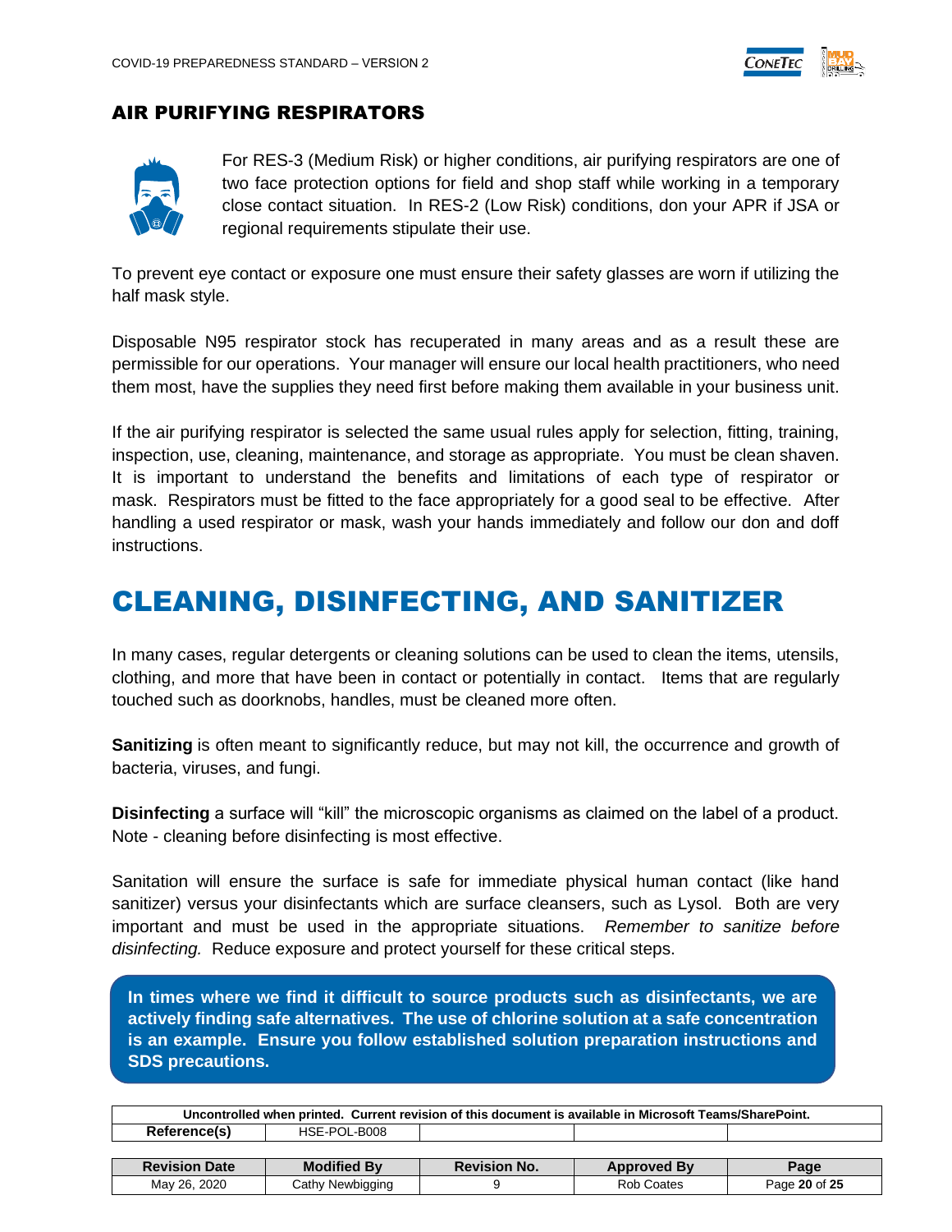## AIR PURIFYING RESPIRATORS

For RES-3 (Medium Risk) or higher conditions, air purifying respirators are one of two face protection options for field and shop staff while working in a temporary close contact situation. In RES-2 (Low Risk) conditions, don your APR if JSA or regional requirements stipulate their use.

To prevent eye contact or exposure one must ensure their safety glasses are worn if utilizing the half mask style.

Disposable N95 respirator stock has recuperated in many areas and as a result these are permissible for our operations. Your manager will ensure our local health practitioners, who need them most, have the supplies they need first before making them available in your business unit.

If the air purifying respirator is selected the same usual rules apply for selection, fitting, training, inspection, use, cleaning, maintenance, and storage as appropriate. You must be clean shaven. It is important to understand the benefits and limitations of each type of respirator or mask. Respirators must be fitted to the face appropriately for a good seal to be effective. After handling a used respirator or mask, wash your hands immediately and follow our don and doff instructions.

# CLEANING, DISINFECTING, AND SANITIZER

In many cases, regular detergents or cleaning solutions can be used to clean the items, utensils, clothing, and more that have been in contact or potentially in contact. Items that are regularly touched such as doorknobs, handles, must be cleaned more often.

**Sanitizing** is often meant to significantly reduce, but may not kill, the occurrence and growth of bacteria, viruses, and fungi.

**Disinfecting** a surface will "kill" the microscopic organisms as claimed on the label of a product. Note - cleaning before disinfecting is most effective.

Sanitation will ensure the surface is safe for immediate physical human contact (like hand sanitizer) versus your disinfectants which are surface cleansers, such as Lysol. Both are very important and must be used in the appropriate situations. *Remember to sanitize before disinfecting.* Reduce exposure and protect yourself for these critical steps.

**In times where we find it difficult to source products such as disinfectants, we are actively finding safe alternatives. The use of chlorine solution at a safe concentration is an example. Ensure you follow established solution preparation instructions and SDS precautions.**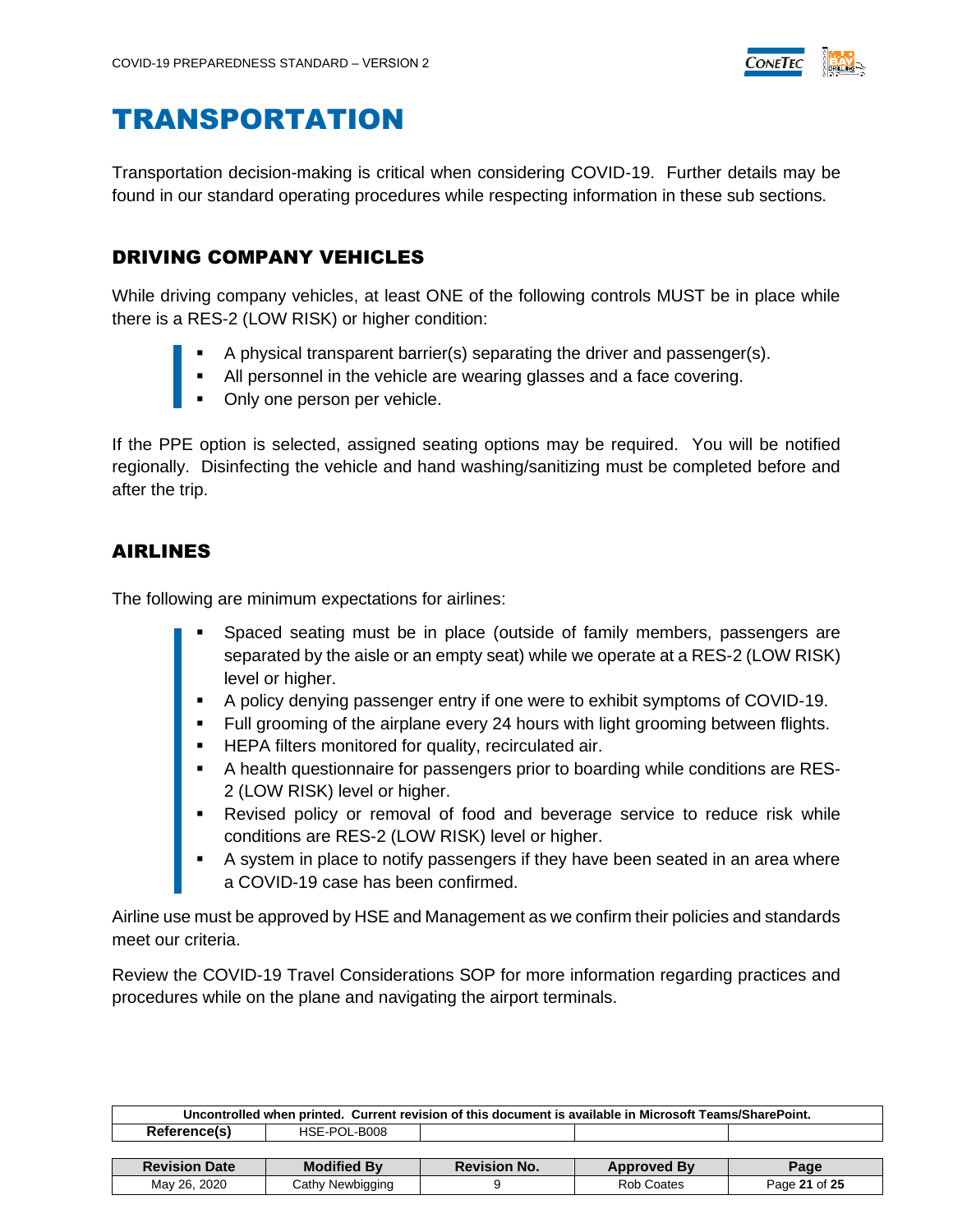# TRANSPORTATION

Transportation decision-making is critical when considering COVID-19. Further details may be found in our standard operating procedures while respecting information in these sub sections.

## DRIVING COMPANY VEHICLES

While driving company vehicles, at least ONE of the following controls MUST be in place while there is a RES-2 (LOW RISK) or higher condition:

- A physical transparent barrier(s) separating the driver and passenger(s).
- All personnel in the vehicle are wearing glasses and a face covering.
- Only one person per vehicle.

If the PPE option is selected, assigned seating options may be required. You will be notified regionally. Disinfecting the vehicle and hand washing/sanitizing must be completed before and after the trip.

## AIRLINES

The following are minimum expectations for airlines:

- Spaced seating must be in place (outside of family members, passengers are separated by the aisle or an empty seat) while we operate at a RES-2 (LOW RISK) level or higher.
- A policy denying passenger entry if one were to exhibit symptoms of COVID-19.
- Full grooming of the airplane every 24 hours with light grooming between flights.
- HEPA filters monitored for quality, recirculated air.
- A health questionnaire for passengers prior to boarding while conditions are RES-2 (LOW RISK) level or higher.
- Revised policy or removal of food and beverage service to reduce risk while conditions are RES-2 (LOW RISK) level or higher.
- A system in place to notify passengers if they have been seated in an area where a COVID-19 case has been confirmed.

Airline use must be approved by HSE and Management as we confirm their policies and standards meet our criteria.

Review the COVID-19 Travel Considerations SOP for more information regarding practices and procedures while on the plane and navigating the airport terminals.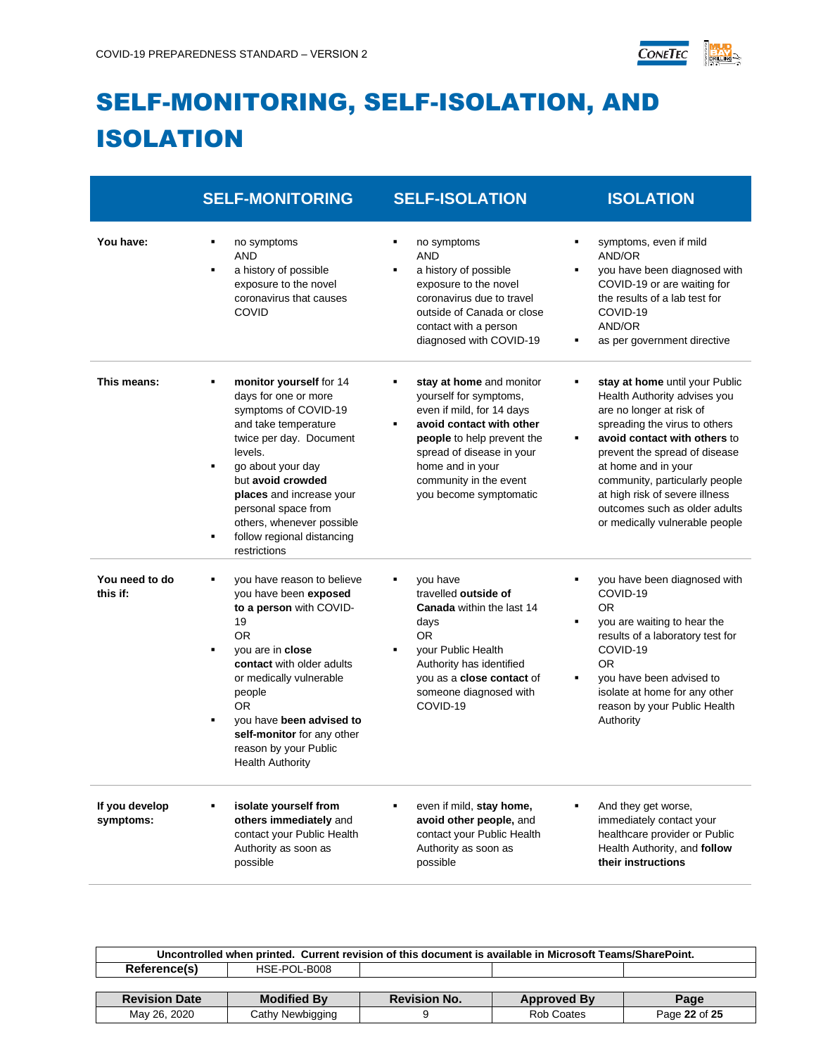# SELF-MONITORING, SELF-ISOLATION, AND ISOLATION

| | SELF-MONITORING | SELF-ISOLATION | ISOLATION |
|---|---|---|---|
| **You have:** | ▪ no symptoms<br>AND<br>▪ a history of possible exposure to the novel coronavirus that causes COVID | ▪ no symptoms<br>AND<br>▪ a history of possible exposure to the novel coronavirus due to travel outside of Canada or close contact with a person diagnosed with COVID-19 | ▪ symptoms, even if mild<br>AND/OR<br>▪ you have been diagnosed with COVID-19 or are waiting for the results of a lab test for COVID-19<br>AND/OR<br>▪ as per government directive |
| **This means:** | ▪ **monitor yourself** for 14 days for one or more symptoms of COVID-19 and take temperature twice per day. Document levels.<br>▪ go about your day but **avoid crowded places** and increase your personal space from others, whenever possible<br>▪ follow regional distancing restrictions | ▪ **stay at home** and monitor yourself for symptoms, even if mild, for 14 days<br>▪ **avoid contact with other people** to help prevent the spread of disease in your home and in your community in the event you become symptomatic | ▪ **stay at home** until your Public Health Authority advises you are no longer at risk of spreading the virus to others<br>▪ **avoid contact with others** to prevent the spread of disease at home and in your community, particularly people at high risk of severe illness outcomes such as older adults or medically vulnerable people |
| **You need to do this if:** | ▪ you have reason to believe you have been **exposed to a person** with COVID-19<br>OR<br>▪ you are in **close contact** with older adults or medically vulnerable people<br>OR<br>▪ you have **been advised to self-monitor** for any other reason by your Public Health Authority | ▪ you have travelled **outside of Canada** within the last 14 days<br>OR<br>▪ your Public Health Authority has identified you as a **close contact** of someone diagnosed with COVID-19 | ▪ you have been diagnosed with COVID-19<br>OR<br>▪ you are waiting to hear the results of a laboratory test for COVID-19<br>OR<br>▪ you have been advised to isolate at home for any other reason by your Public Health Authority |
| **If you develop symptoms:** | ▪ **isolate yourself from others immediately** and contact your Public Health Authority as soon as possible | ▪ even if mild, **stay home, avoid other people,** and contact your Public Health Authority as soon as possible | ▪ And they get worse, immediately contact your healthcare provider or Public Health Authority, and **follow their instructions** |

| Uncontrolled when printed. Current revision of this document is available in Microsoft Teams/SharePoint. | | | | |
|---|---|---|---|---|
| **Reference(s)** | HSE-POL-B008 | | | |

| Revision Date | Modified By | Revision No. | Approved By | Page |
|---|---|---|---|---|
| May 26, 2020 | Cathy Newbigging | 9 | Rob Coates | Page **22** of **25** |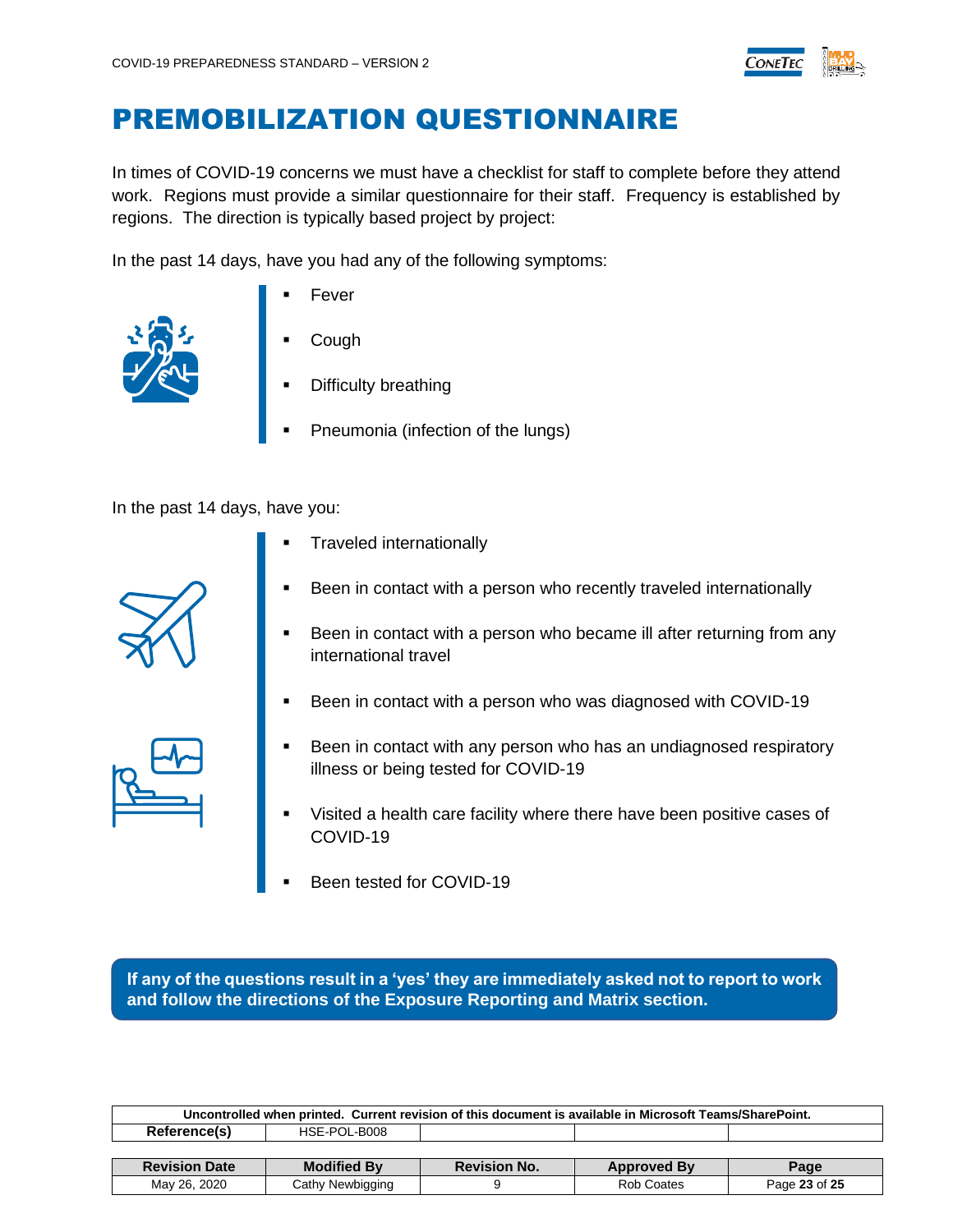# PREMOBILIZATION QUESTIONNAIRE

In times of COVID-19 concerns we must have a checklist for staff to complete before they attend work. Regions must provide a similar questionnaire for their staff. Frequency is established by regions. The direction is typically based project by project:

In the past 14 days, have you had any of the following symptoms:

- Fever
- Cough
- Difficulty breathing
- Pneumonia (infection of the lungs)

In the past 14 days, have you:

- Traveled internationally
- Been in contact with a person who recently traveled internationally
- Been in contact with a person who became ill after returning from any international travel
- Been in contact with a person who was diagnosed with COVID-19
- Been in contact with any person who has an undiagnosed respiratory illness or being tested for COVID-19
- Visited a health care facility where there have been positive cases of COVID-19
- Been tested for COVID-19

**If any of the questions result in a 'yes' they are immediately asked not to report to work and follow the directions of the Exposure Reporting and Matrix section.**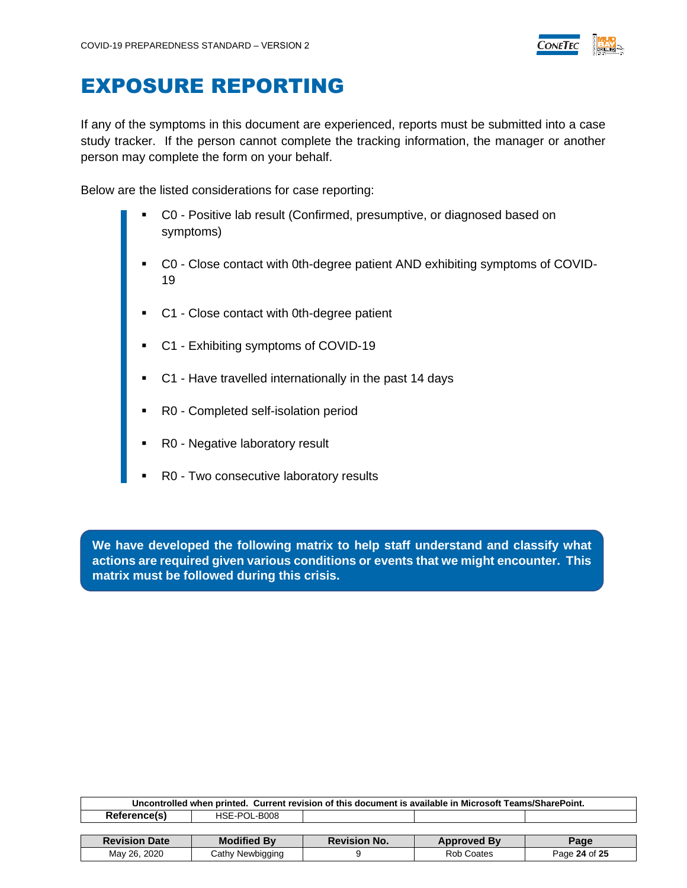# EXPOSURE REPORTING

If any of the symptoms in this document are experienced, reports must be submitted into a case study tracker. If the person cannot complete the tracking information, the manager or another person may complete the form on your behalf.

Below are the listed considerations for case reporting:

- C0 - Positive lab result (Confirmed, presumptive, or diagnosed based on symptoms)
- C0 - Close contact with 0th-degree patient AND exhibiting symptoms of COVID-19
- C1 - Close contact with 0th-degree patient
- C1 - Exhibiting symptoms of COVID-19
- C1 - Have travelled internationally in the past 14 days
- R0 - Completed self-isolation period
- R0 - Negative laboratory result
- R0 - Two consecutive laboratory results

**We have developed the following matrix to help staff understand and classify what actions are required given various conditions or events that we might encounter. This matrix must be followed during this crisis.**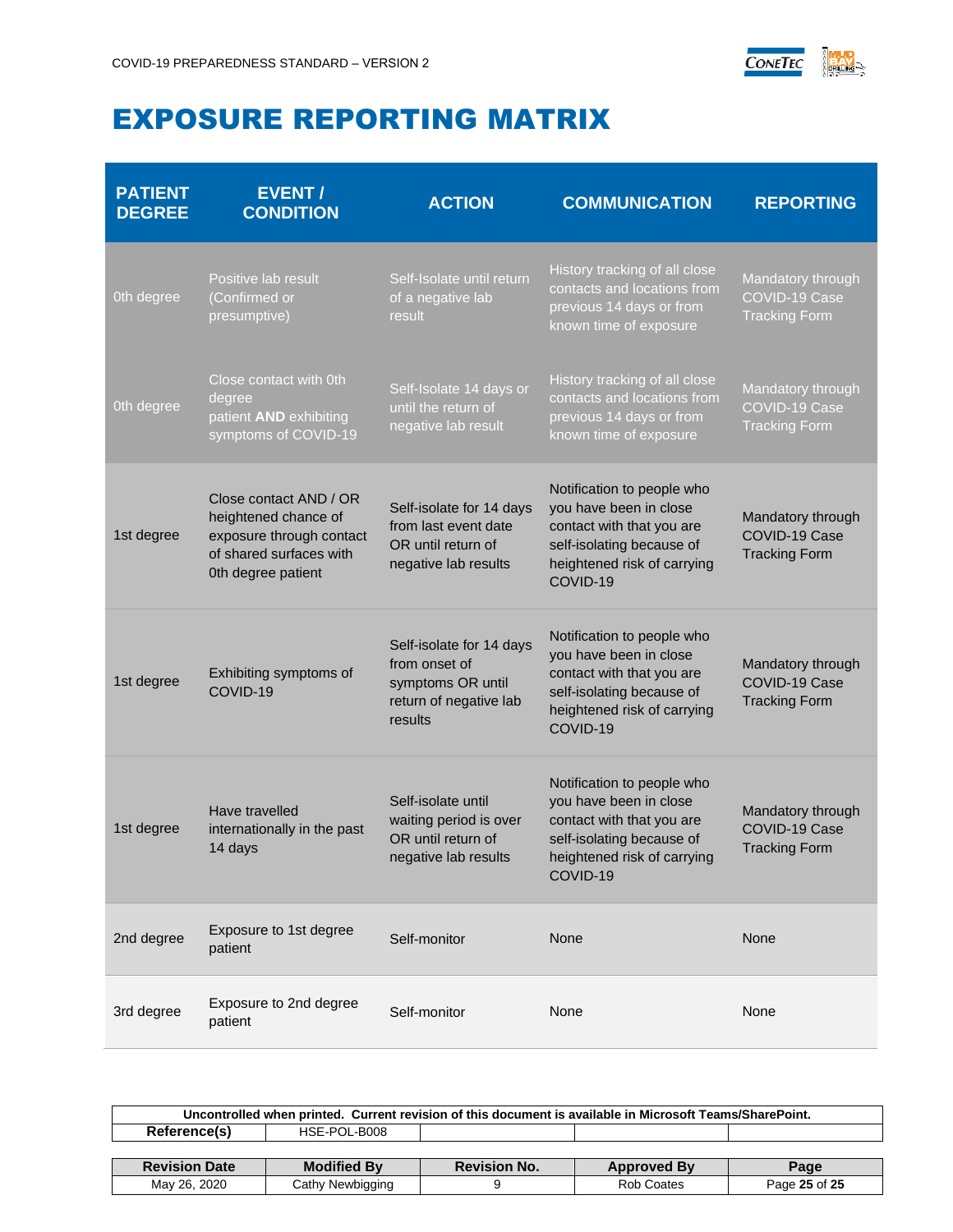# EXPOSURE REPORTING MATRIX

| PATIENT DEGREE | EVENT / CONDITION | ACTION | COMMUNICATION | REPORTING |
|---|---|---|---|---|
| 0th degree | Positive lab result (Confirmed or presumptive) | Self-Isolate until return of a negative lab result | History tracking of all close contacts and locations from previous 14 days or from known time of exposure | Mandatory through COVID-19 Case Tracking Form |
| 0th degree | Close contact with 0th degree patient **AND** exhibiting symptoms of COVID-19 | Self-Isolate 14 days or until the return of negative lab result | History tracking of all close contacts and locations from previous 14 days or from known time of exposure | Mandatory through COVID-19 Case Tracking Form |
| 1st degree | Close contact AND / OR heightened chance of exposure through contact of shared surfaces with 0th degree patient | Self-isolate for 14 days from last event date OR until return of negative lab results | Notification to people who you have been in close contact with that you are self-isolating because of heightened risk of carrying COVID-19 | Mandatory through COVID-19 Case Tracking Form |
| 1st degree | Exhibiting symptoms of COVID-19 | Self-isolate for 14 days from onset of symptoms OR until return of negative lab results | Notification to people who you have been in close contact with that you are self-isolating because of heightened risk of carrying COVID-19 | Mandatory through COVID-19 Case Tracking Form |
| 1st degree | Have travelled internationally in the past 14 days | Self-isolate until waiting period is over OR until return of negative lab results | Notification to people who you have been in close contact with that you are self-isolating because of heightened risk of carrying COVID-19 | Mandatory through COVID-19 Case Tracking Form |
| 2nd degree | Exposure to 1st degree patient | Self-monitor | None | None |
| 3rd degree | Exposure to 2nd degree patient | Self-monitor | None | None |